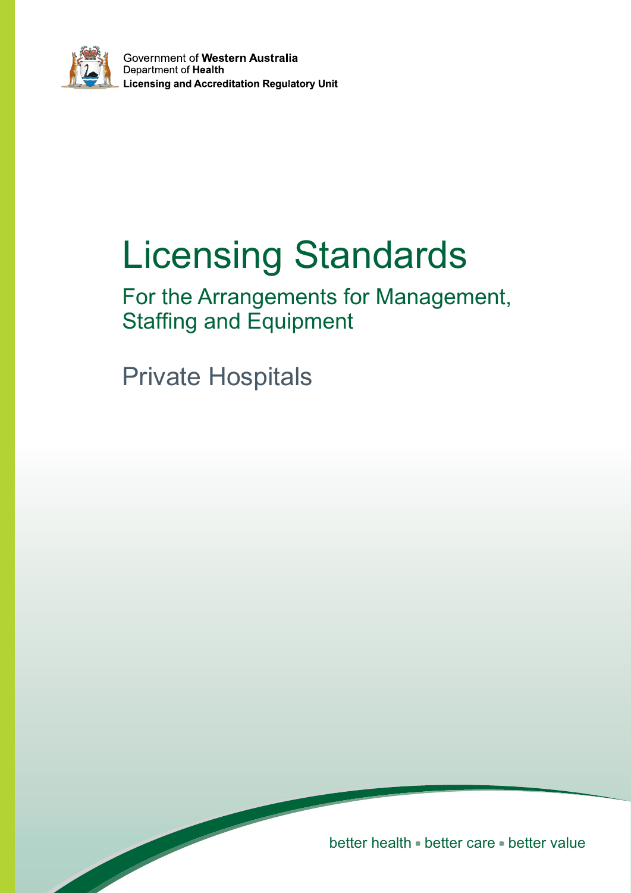Government of **Western Australia**
Department of **Health**
**Licensing and Accreditation Regulatory Unit**

# Licensing Standards

## For the Arrangements for Management, Staffing and Equipment

## Private Hospitals

better health • better care • better value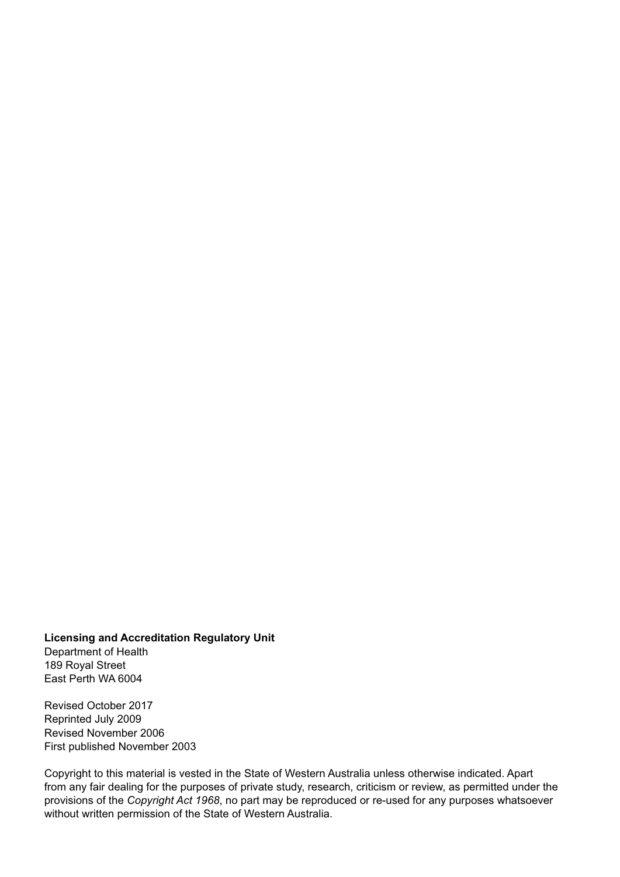**Licensing and Accreditation Regulatory Unit**
Department of Health
189 Royal Street
East Perth WA 6004

Revised October 2017
Reprinted July 2009
Revised November 2006
First published November 2003

Copyright to this material is vested in the State of Western Australia unless otherwise indicated. Apart from any fair dealing for the purposes of private study, research, criticism or review, as permitted under the provisions of the *Copyright Act 1968*, no part may be reproduced or re-used for any purposes whatsoever without written permission of the State of Western Australia.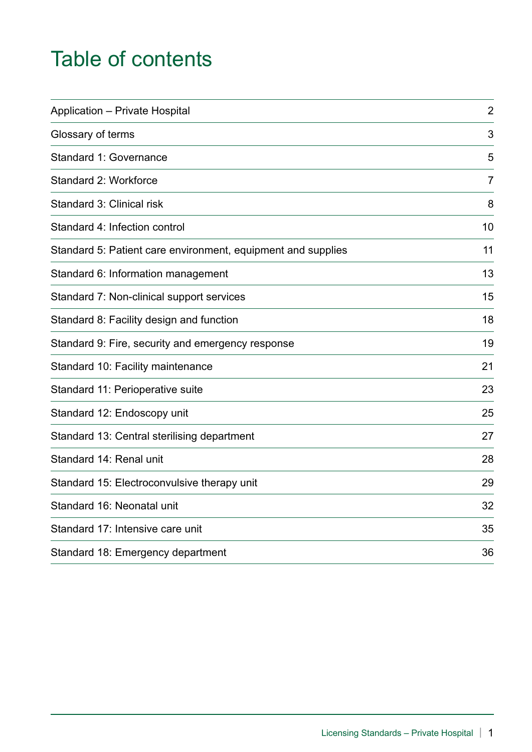# Table of contents

| | |
|---|---|
| Application – Private Hospital | 2 |
| Glossary of terms | 3 |
| Standard 1: Governance | 5 |
| Standard 2: Workforce | 7 |
| Standard 3: Clinical risk | 8 |
| Standard 4: Infection control | 10 |
| Standard 5: Patient care environment, equipment and supplies | 11 |
| Standard 6: Information management | 13 |
| Standard 7: Non-clinical support services | 15 |
| Standard 8: Facility design and function | 18 |
| Standard 9: Fire, security and emergency response | 19 |
| Standard 10: Facility maintenance | 21 |
| Standard 11: Perioperative suite | 23 |
| Standard 12: Endoscopy unit | 25 |
| Standard 13: Central sterilising department | 27 |
| Standard 14: Renal unit | 28 |
| Standard 15: Electroconvulsive therapy unit | 29 |
| Standard 16: Neonatal unit | 32 |
| Standard 17: Intensive care unit | 35 |
| Standard 18: Emergency department | 36 |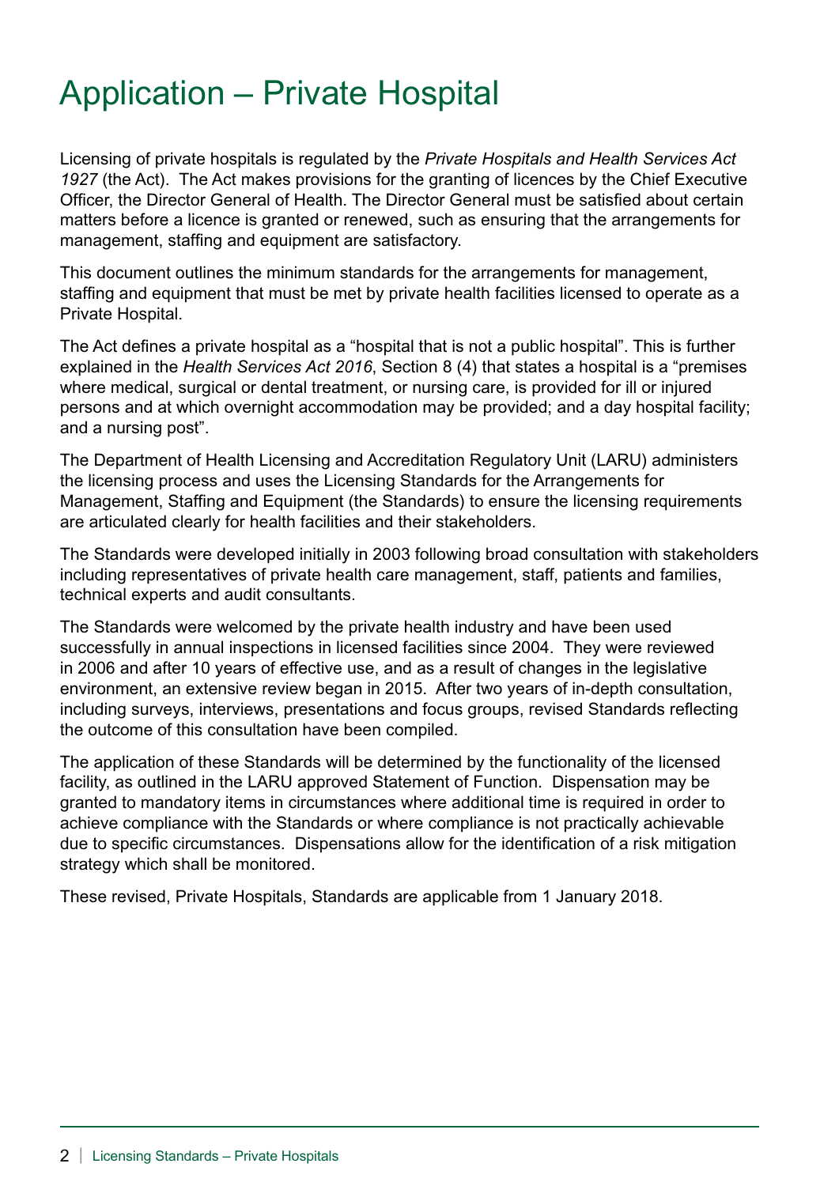# Application – Private Hospital

Licensing of private hospitals is regulated by the *Private Hospitals and Health Services Act 1927* (the Act). The Act makes provisions for the granting of licences by the Chief Executive Officer, the Director General of Health. The Director General must be satisfied about certain matters before a licence is granted or renewed, such as ensuring that the arrangements for management, staffing and equipment are satisfactory.

This document outlines the minimum standards for the arrangements for management, staffing and equipment that must be met by private health facilities licensed to operate as a Private Hospital.

The Act defines a private hospital as a "hospital that is not a public hospital". This is further explained in the *Health Services Act 2016*, Section 8 (4) that states a hospital is a "premises where medical, surgical or dental treatment, or nursing care, is provided for ill or injured persons and at which overnight accommodation may be provided; and a day hospital facility; and a nursing post".

The Department of Health Licensing and Accreditation Regulatory Unit (LARU) administers the licensing process and uses the Licensing Standards for the Arrangements for Management, Staffing and Equipment (the Standards) to ensure the licensing requirements are articulated clearly for health facilities and their stakeholders.

The Standards were developed initially in 2003 following broad consultation with stakeholders including representatives of private health care management, staff, patients and families, technical experts and audit consultants.

The Standards were welcomed by the private health industry and have been used successfully in annual inspections in licensed facilities since 2004. They were reviewed in 2006 and after 10 years of effective use, and as a result of changes in the legislative environment, an extensive review began in 2015. After two years of in-depth consultation, including surveys, interviews, presentations and focus groups, revised Standards reflecting the outcome of this consultation have been compiled.

The application of these Standards will be determined by the functionality of the licensed facility, as outlined in the LARU approved Statement of Function. Dispensation may be granted to mandatory items in circumstances where additional time is required in order to achieve compliance with the Standards or where compliance is not practically achievable due to specific circumstances. Dispensations allow for the identification of a risk mitigation strategy which shall be monitored.

These revised, Private Hospitals, Standards are applicable from 1 January 2018.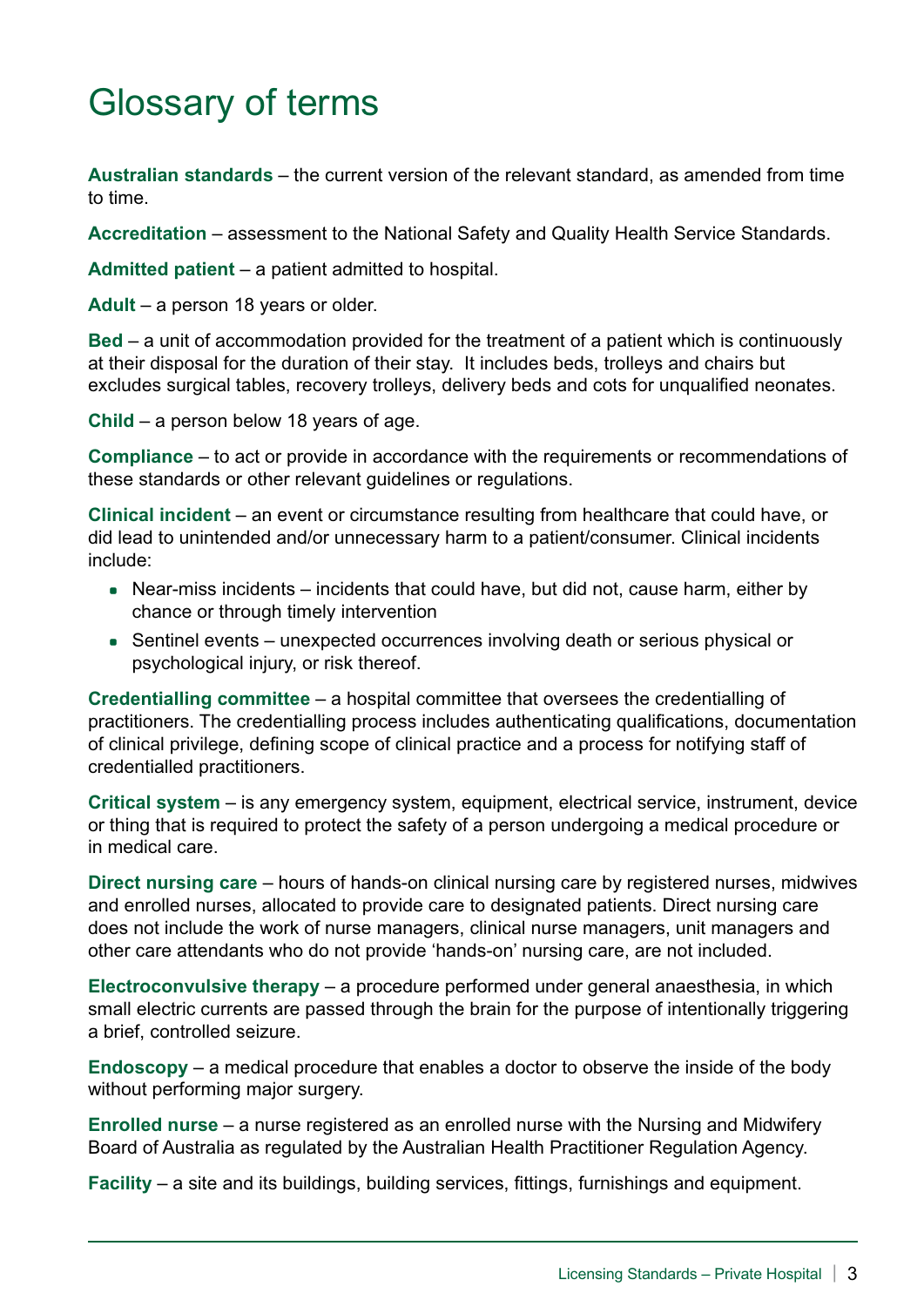# Glossary of terms

**Australian standards** – the current version of the relevant standard, as amended from time to time.

**Accreditation** – assessment to the National Safety and Quality Health Service Standards.

**Admitted patient** – a patient admitted to hospital.

**Adult** – a person 18 years or older.

**Bed** – a unit of accommodation provided for the treatment of a patient which is continuously at their disposal for the duration of their stay. It includes beds, trolleys and chairs but excludes surgical tables, recovery trolleys, delivery beds and cots for unqualified neonates.

**Child** – a person below 18 years of age.

**Compliance** – to act or provide in accordance with the requirements or recommendations of these standards or other relevant guidelines or regulations.

**Clinical incident** – an event or circumstance resulting from healthcare that could have, or did lead to unintended and/or unnecessary harm to a patient/consumer. Clinical incidents include:

- Near-miss incidents – incidents that could have, but did not, cause harm, either by chance or through timely intervention
- Sentinel events – unexpected occurrences involving death or serious physical or psychological injury, or risk thereof.

**Credentialling committee** – a hospital committee that oversees the credentialling of practitioners. The credentialling process includes authenticating qualifications, documentation of clinical privilege, defining scope of clinical practice and a process for notifying staff of credentialled practitioners.

**Critical system** – is any emergency system, equipment, electrical service, instrument, device or thing that is required to protect the safety of a person undergoing a medical procedure or in medical care.

**Direct nursing care** – hours of hands-on clinical nursing care by registered nurses, midwives and enrolled nurses, allocated to provide care to designated patients. Direct nursing care does not include the work of nurse managers, clinical nurse managers, unit managers and other care attendants who do not provide 'hands-on' nursing care, are not included.

**Electroconvulsive therapy** – a procedure performed under general anaesthesia, in which small electric currents are passed through the brain for the purpose of intentionally triggering a brief, controlled seizure.

**Endoscopy** – a medical procedure that enables a doctor to observe the inside of the body without performing major surgery.

**Enrolled nurse** – a nurse registered as an enrolled nurse with the Nursing and Midwifery Board of Australia as regulated by the Australian Health Practitioner Regulation Agency.

**Facility** – a site and its buildings, building services, fittings, furnishings and equipment.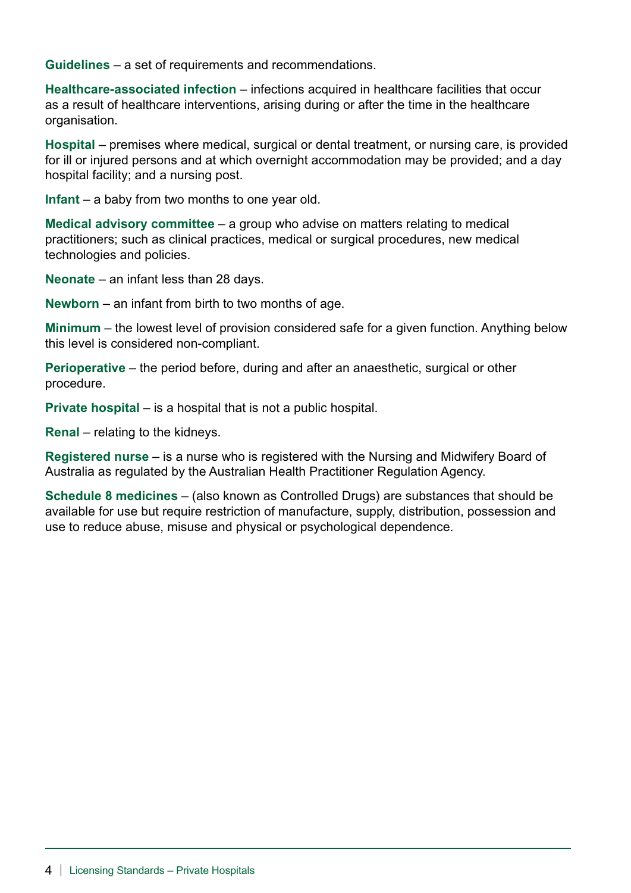**Guidelines** – a set of requirements and recommendations.

**Healthcare-associated infection** – infections acquired in healthcare facilities that occur as a result of healthcare interventions, arising during or after the time in the healthcare organisation.

**Hospital** – premises where medical, surgical or dental treatment, or nursing care, is provided for ill or injured persons and at which overnight accommodation may be provided; and a day hospital facility; and a nursing post.

**Infant** – a baby from two months to one year old.

**Medical advisory committee** – a group who advise on matters relating to medical practitioners; such as clinical practices, medical or surgical procedures, new medical technologies and policies.

**Neonate** – an infant less than 28 days.

**Newborn** – an infant from birth to two months of age.

**Minimum** – the lowest level of provision considered safe for a given function. Anything below this level is considered non-compliant.

**Perioperative** – the period before, during and after an anaesthetic, surgical or other procedure.

**Private hospital** – is a hospital that is not a public hospital.

**Renal** – relating to the kidneys.

**Registered nurse** – is a nurse who is registered with the Nursing and Midwifery Board of Australia as regulated by the Australian Health Practitioner Regulation Agency.

**Schedule 8 medicines** – (also known as Controlled Drugs) are substances that should be available for use but require restriction of manufacture, supply, distribution, possession and use to reduce abuse, misuse and physical or psychological dependence.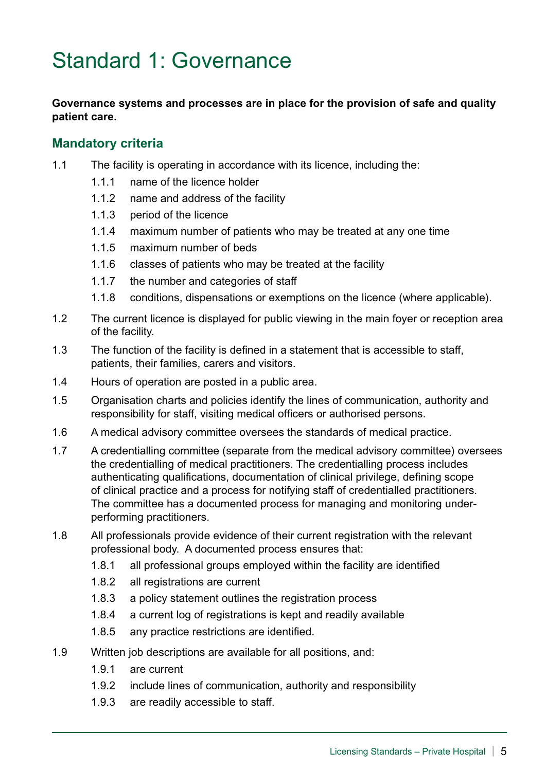# Standard 1: Governance

**Governance systems and processes are in place for the provision of safe and quality patient care.**

## Mandatory criteria

1.1 The facility is operating in accordance with its licence, including the:

- 1.1.1 name of the licence holder
- 1.1.2 name and address of the facility
- 1.1.3 period of the licence
- 1.1.4 maximum number of patients who may be treated at any one time
- 1.1.5 maximum number of beds
- 1.1.6 classes of patients who may be treated at the facility
- 1.1.7 the number and categories of staff
- 1.1.8 conditions, dispensations or exemptions on the licence (where applicable).

1.2 The current licence is displayed for public viewing in the main foyer or reception area of the facility.

1.3 The function of the facility is defined in a statement that is accessible to staff, patients, their families, carers and visitors.

1.4 Hours of operation are posted in a public area.

1.5 Organisation charts and policies identify the lines of communication, authority and responsibility for staff, visiting medical officers or authorised persons.

1.6 A medical advisory committee oversees the standards of medical practice.

1.7 A credentialling committee (separate from the medical advisory committee) oversees the credentialling of medical practitioners. The credentialling process includes authenticating qualifications, documentation of clinical privilege, defining scope of clinical practice and a process for notifying staff of credentialled practitioners. The committee has a documented process for managing and monitoring under-performing practitioners.

1.8 All professionals provide evidence of their current registration with the relevant professional body. A documented process ensures that:

- 1.8.1 all professional groups employed within the facility are identified
- 1.8.2 all registrations are current
- 1.8.3 a policy statement outlines the registration process
- 1.8.4 a current log of registrations is kept and readily available
- 1.8.5 any practice restrictions are identified.

1.9 Written job descriptions are available for all positions, and:

- 1.9.1 are current
- 1.9.2 include lines of communication, authority and responsibility
- 1.9.3 are readily accessible to staff.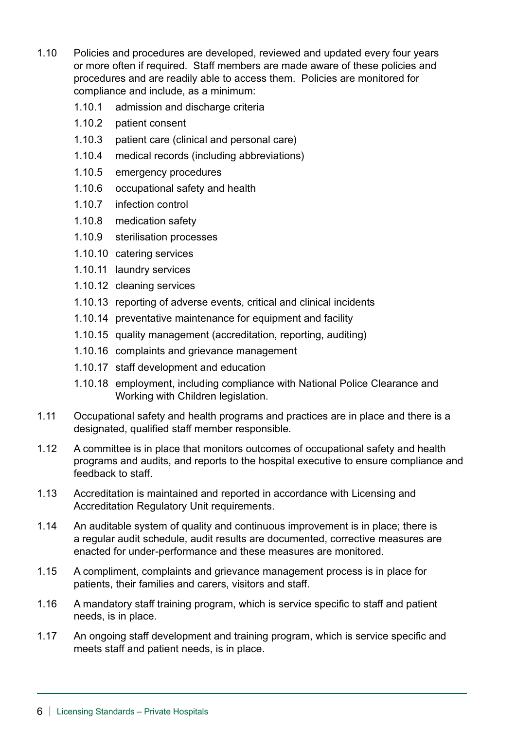1.10 Policies and procedures are developed, reviewed and updated every four years or more often if required. Staff members are made aware of these policies and procedures and are readily able to access them. Policies are monitored for compliance and include, as a minimum:

- 1.10.1 admission and discharge criteria
- 1.10.2 patient consent
- 1.10.3 patient care (clinical and personal care)
- 1.10.4 medical records (including abbreviations)
- 1.10.5 emergency procedures
- 1.10.6 occupational safety and health
- 1.10.7 infection control
- 1.10.8 medication safety
- 1.10.9 sterilisation processes
- 1.10.10 catering services
- 1.10.11 laundry services
- 1.10.12 cleaning services
- 1.10.13 reporting of adverse events, critical and clinical incidents
- 1.10.14 preventative maintenance for equipment and facility
- 1.10.15 quality management (accreditation, reporting, auditing)
- 1.10.16 complaints and grievance management
- 1.10.17 staff development and education
- 1.10.18 employment, including compliance with National Police Clearance and Working with Children legislation.

1.11 Occupational safety and health programs and practices are in place and there is a designated, qualified staff member responsible.

1.12 A committee is in place that monitors outcomes of occupational safety and health programs and audits, and reports to the hospital executive to ensure compliance and feedback to staff.

1.13 Accreditation is maintained and reported in accordance with Licensing and Accreditation Regulatory Unit requirements.

1.14 An auditable system of quality and continuous improvement is in place; there is a regular audit schedule, audit results are documented, corrective measures are enacted for under-performance and these measures are monitored.

1.15 A compliment, complaints and grievance management process is in place for patients, their families and carers, visitors and staff.

1.16 A mandatory staff training program, which is service specific to staff and patient needs, is in place.

1.17 An ongoing staff development and training program, which is service specific and meets staff and patient needs, is in place.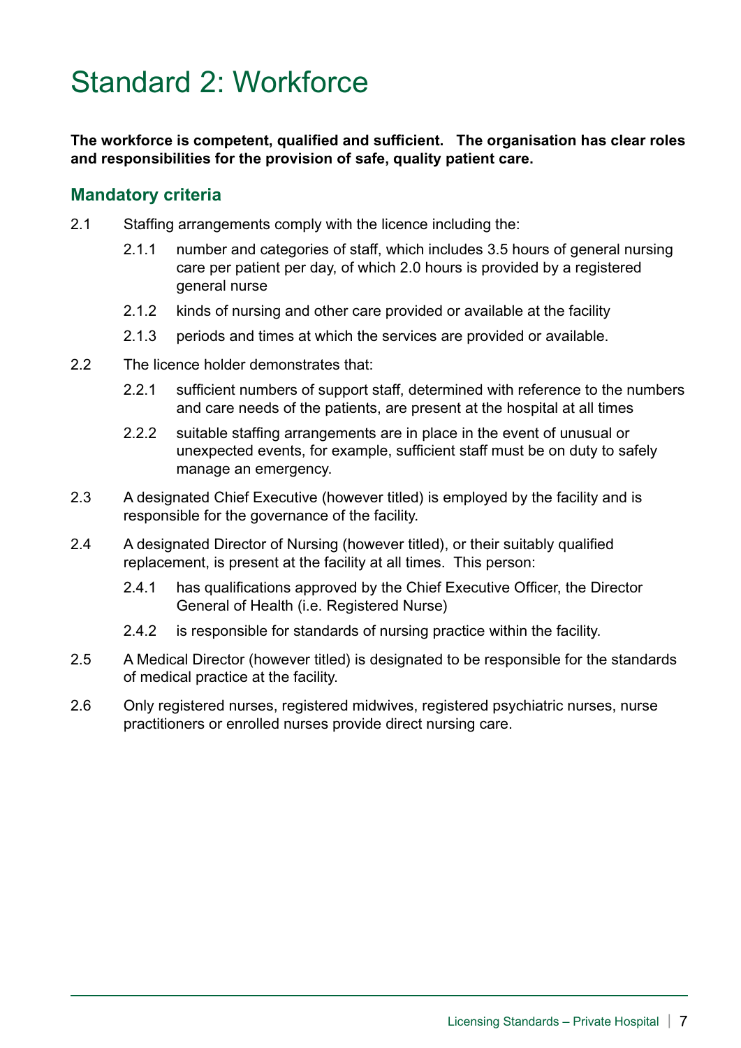# Standard 2: Workforce

**The workforce is competent, qualified and sufficient. The organisation has clear roles and responsibilities for the provision of safe, quality patient care.**

## Mandatory criteria

2.1 Staffing arrangements comply with the licence including the:

- 2.1.1 number and categories of staff, which includes 3.5 hours of general nursing care per patient per day, of which 2.0 hours is provided by a registered general nurse
- 2.1.2 kinds of nursing and other care provided or available at the facility
- 2.1.3 periods and times at which the services are provided or available.

2.2 The licence holder demonstrates that:

- 2.2.1 sufficient numbers of support staff, determined with reference to the numbers and care needs of the patients, are present at the hospital at all times
- 2.2.2 suitable staffing arrangements are in place in the event of unusual or unexpected events, for example, sufficient staff must be on duty to safely manage an emergency.

2.3 A designated Chief Executive (however titled) is employed by the facility and is responsible for the governance of the facility.

2.4 A designated Director of Nursing (however titled), or their suitably qualified replacement, is present at the facility at all times. This person:

- 2.4.1 has qualifications approved by the Chief Executive Officer, the Director General of Health (i.e. Registered Nurse)
- 2.4.2 is responsible for standards of nursing practice within the facility.

2.5 A Medical Director (however titled) is designated to be responsible for the standards of medical practice at the facility.

2.6 Only registered nurses, registered midwives, registered psychiatric nurses, nurse practitioners or enrolled nurses provide direct nursing care.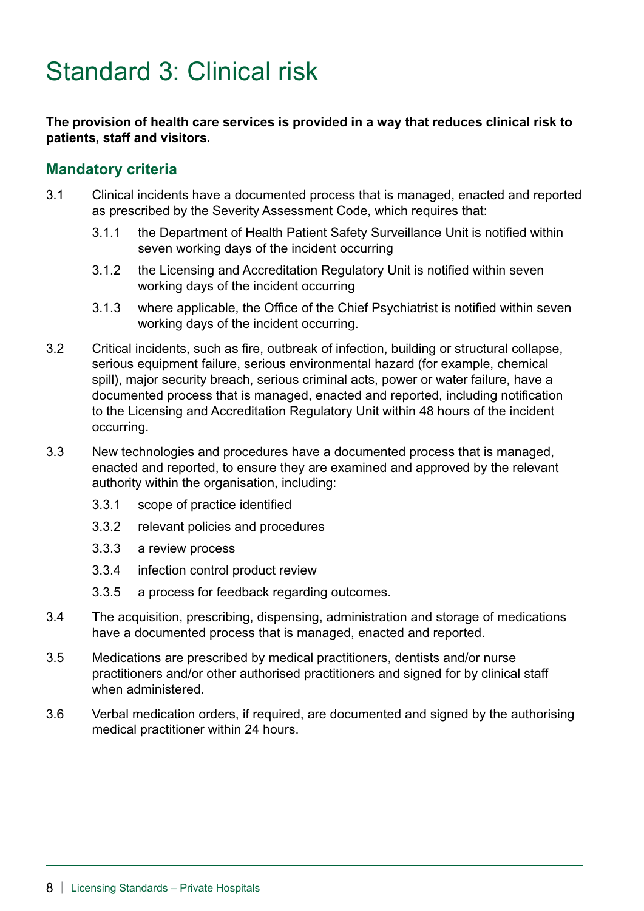# Standard 3: Clinical risk

**The provision of health care services is provided in a way that reduces clinical risk to patients, staff and visitors.**

## Mandatory criteria

3.1 Clinical incidents have a documented process that is managed, enacted and reported as prescribed by the Severity Assessment Code, which requires that:

- 3.1.1 the Department of Health Patient Safety Surveillance Unit is notified within seven working days of the incident occurring
- 3.1.2 the Licensing and Accreditation Regulatory Unit is notified within seven working days of the incident occurring
- 3.1.3 where applicable, the Office of the Chief Psychiatrist is notified within seven working days of the incident occurring.

3.2 Critical incidents, such as fire, outbreak of infection, building or structural collapse, serious equipment failure, serious environmental hazard (for example, chemical spill), major security breach, serious criminal acts, power or water failure, have a documented process that is managed, enacted and reported, including notification to the Licensing and Accreditation Regulatory Unit within 48 hours of the incident occurring.

3.3 New technologies and procedures have a documented process that is managed, enacted and reported, to ensure they are examined and approved by the relevant authority within the organisation, including:

- 3.3.1 scope of practice identified
- 3.3.2 relevant policies and procedures
- 3.3.3 a review process
- 3.3.4 infection control product review
- 3.3.5 a process for feedback regarding outcomes.

3.4 The acquisition, prescribing, dispensing, administration and storage of medications have a documented process that is managed, enacted and reported.

3.5 Medications are prescribed by medical practitioners, dentists and/or nurse practitioners and/or other authorised practitioners and signed for by clinical staff when administered.

3.6 Verbal medication orders, if required, are documented and signed by the authorising medical practitioner within 24 hours.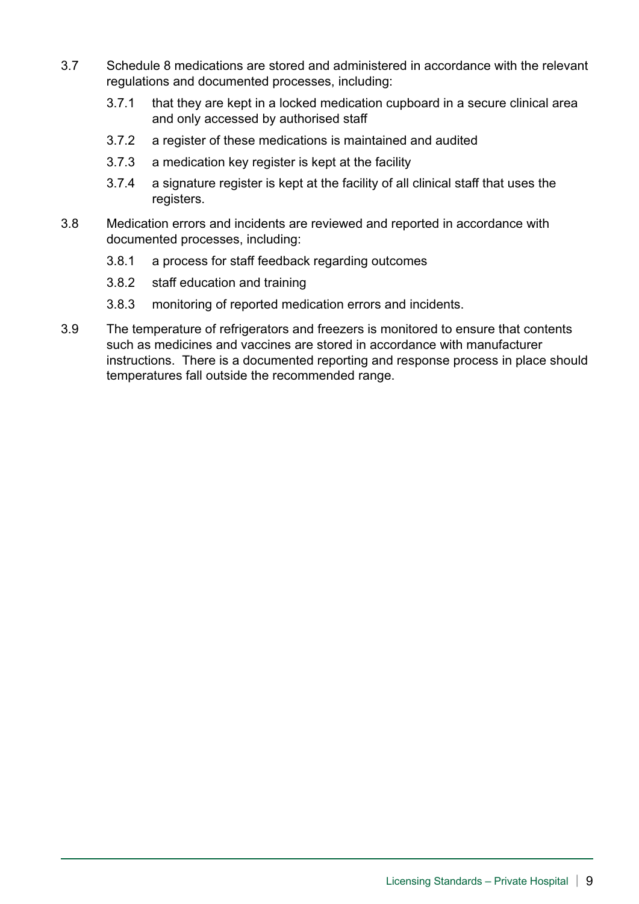3.7 Schedule 8 medications are stored and administered in accordance with the relevant regulations and documented processes, including:

  3.7.1 that they are kept in a locked medication cupboard in a secure clinical area and only accessed by authorised staff

  3.7.2 a register of these medications is maintained and audited

  3.7.3 a medication key register is kept at the facility

  3.7.4 a signature register is kept at the facility of all clinical staff that uses the registers.

3.8 Medication errors and incidents are reviewed and reported in accordance with documented processes, including:

  3.8.1 a process for staff feedback regarding outcomes

  3.8.2 staff education and training

  3.8.3 monitoring of reported medication errors and incidents.

3.9 The temperature of refrigerators and freezers is monitored to ensure that contents such as medicines and vaccines are stored in accordance with manufacturer instructions. There is a documented reporting and response process in place should temperatures fall outside the recommended range.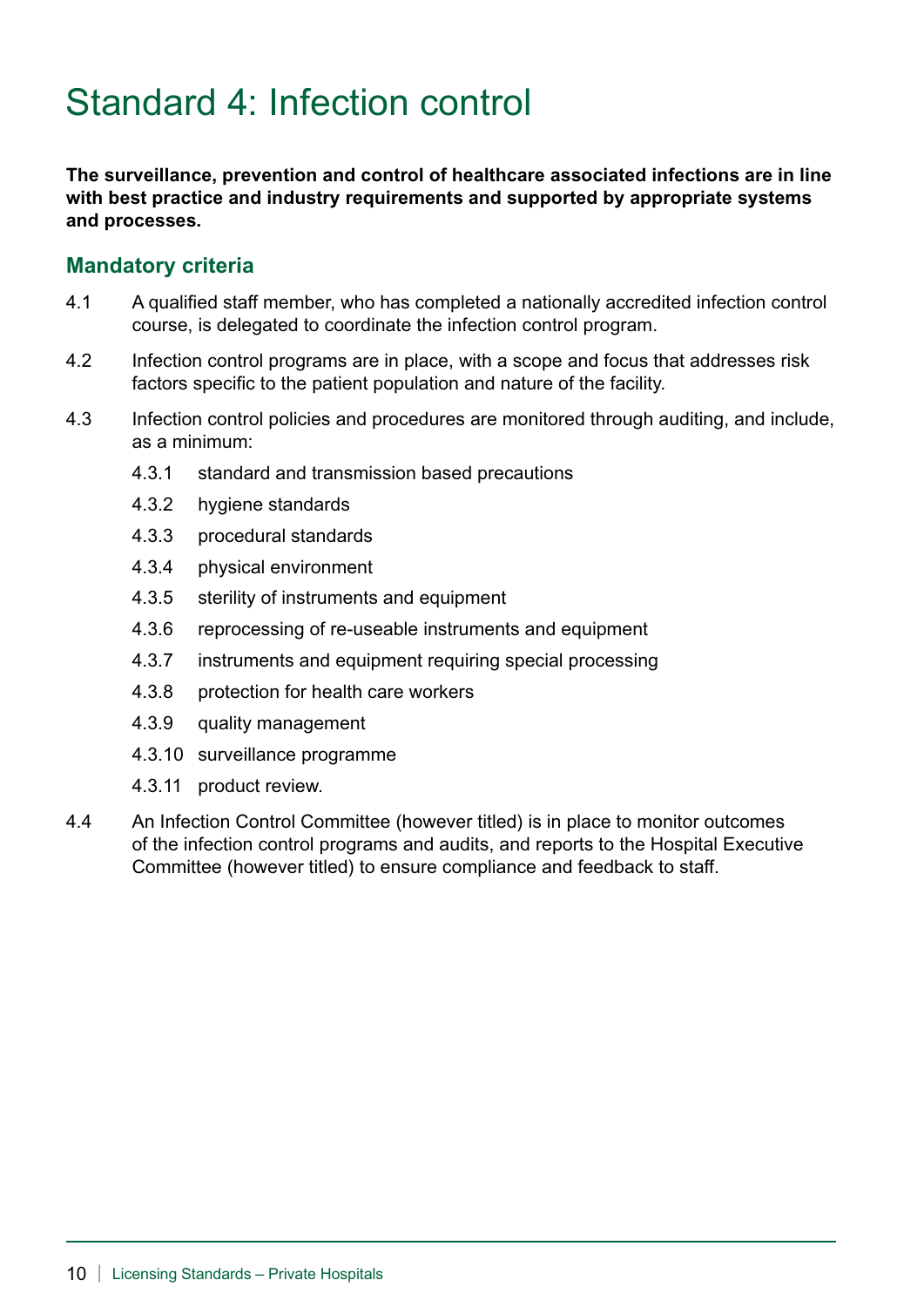# Standard 4: Infection control

**The surveillance, prevention and control of healthcare associated infections are in line with best practice and industry requirements and supported by appropriate systems and processes.**

## Mandatory criteria

4.1 A qualified staff member, who has completed a nationally accredited infection control course, is delegated to coordinate the infection control program.

4.2 Infection control programs are in place, with a scope and focus that addresses risk factors specific to the patient population and nature of the facility.

4.3 Infection control policies and procedures are monitored through auditing, and include, as a minimum:

- 4.3.1 standard and transmission based precautions
- 4.3.2 hygiene standards
- 4.3.3 procedural standards
- 4.3.4 physical environment
- 4.3.5 sterility of instruments and equipment
- 4.3.6 reprocessing of re-useable instruments and equipment
- 4.3.7 instruments and equipment requiring special processing
- 4.3.8 protection for health care workers
- 4.3.9 quality management
- 4.3.10 surveillance programme
- 4.3.11 product review.

4.4 An Infection Control Committee (however titled) is in place to monitor outcomes of the infection control programs and audits, and reports to the Hospital Executive Committee (however titled) to ensure compliance and feedback to staff.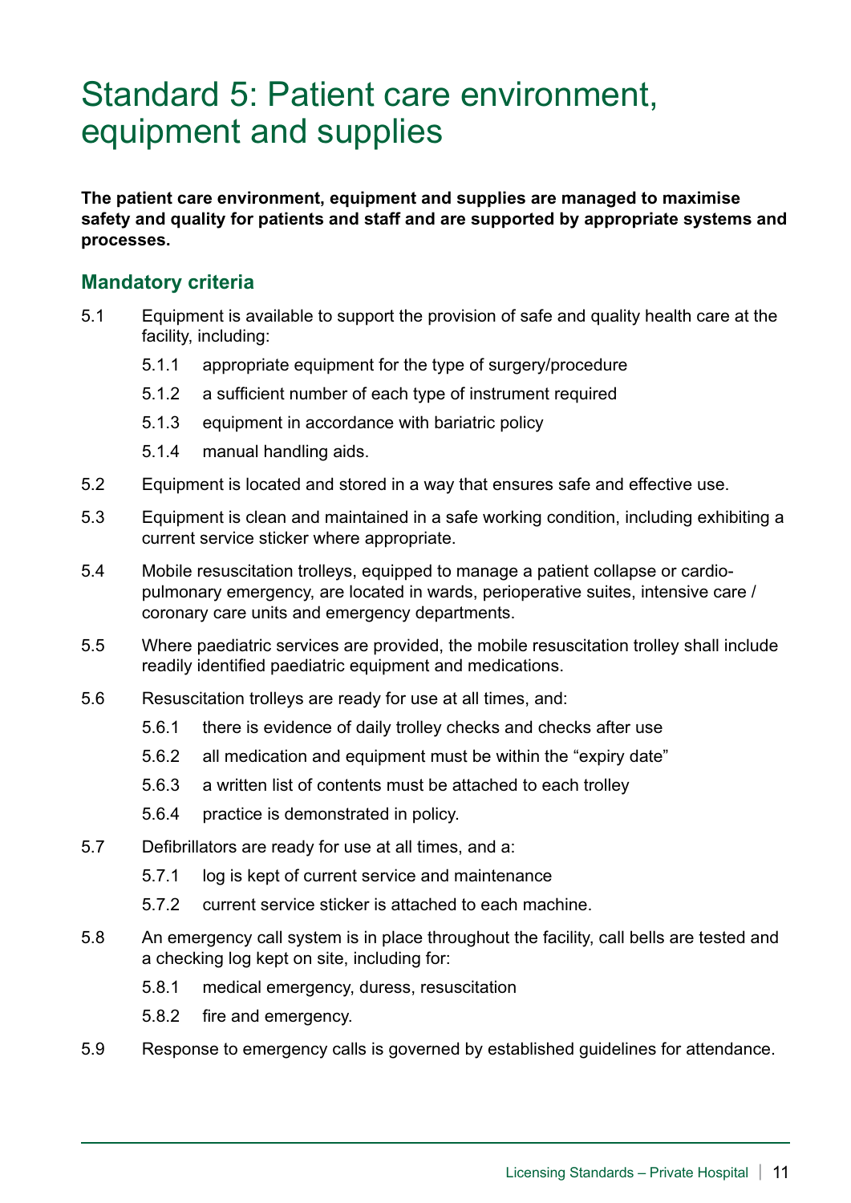# Standard 5: Patient care environment, equipment and supplies

**The patient care environment, equipment and supplies are managed to maximise safety and quality for patients and staff and are supported by appropriate systems and processes.**

## Mandatory criteria

5.1 Equipment is available to support the provision of safe and quality health care at the facility, including:

- 5.1.1 appropriate equipment for the type of surgery/procedure
- 5.1.2 a sufficient number of each type of instrument required
- 5.1.3 equipment in accordance with bariatric policy
- 5.1.4 manual handling aids.

5.2 Equipment is located and stored in a way that ensures safe and effective use.

5.3 Equipment is clean and maintained in a safe working condition, including exhibiting a current service sticker where appropriate.

5.4 Mobile resuscitation trolleys, equipped to manage a patient collapse or cardio-pulmonary emergency, are located in wards, perioperative suites, intensive care / coronary care units and emergency departments.

5.5 Where paediatric services are provided, the mobile resuscitation trolley shall include readily identified paediatric equipment and medications.

5.6 Resuscitation trolleys are ready for use at all times, and:

- 5.6.1 there is evidence of daily trolley checks and checks after use
- 5.6.2 all medication and equipment must be within the "expiry date"
- 5.6.3 a written list of contents must be attached to each trolley
- 5.6.4 practice is demonstrated in policy.

5.7 Defibrillators are ready for use at all times, and a:

- 5.7.1 log is kept of current service and maintenance
- 5.7.2 current service sticker is attached to each machine.

5.8 An emergency call system is in place throughout the facility, call bells are tested and a checking log kept on site, including for:

- 5.8.1 medical emergency, duress, resuscitation
- 5.8.2 fire and emergency.

5.9 Response to emergency calls is governed by established guidelines for attendance.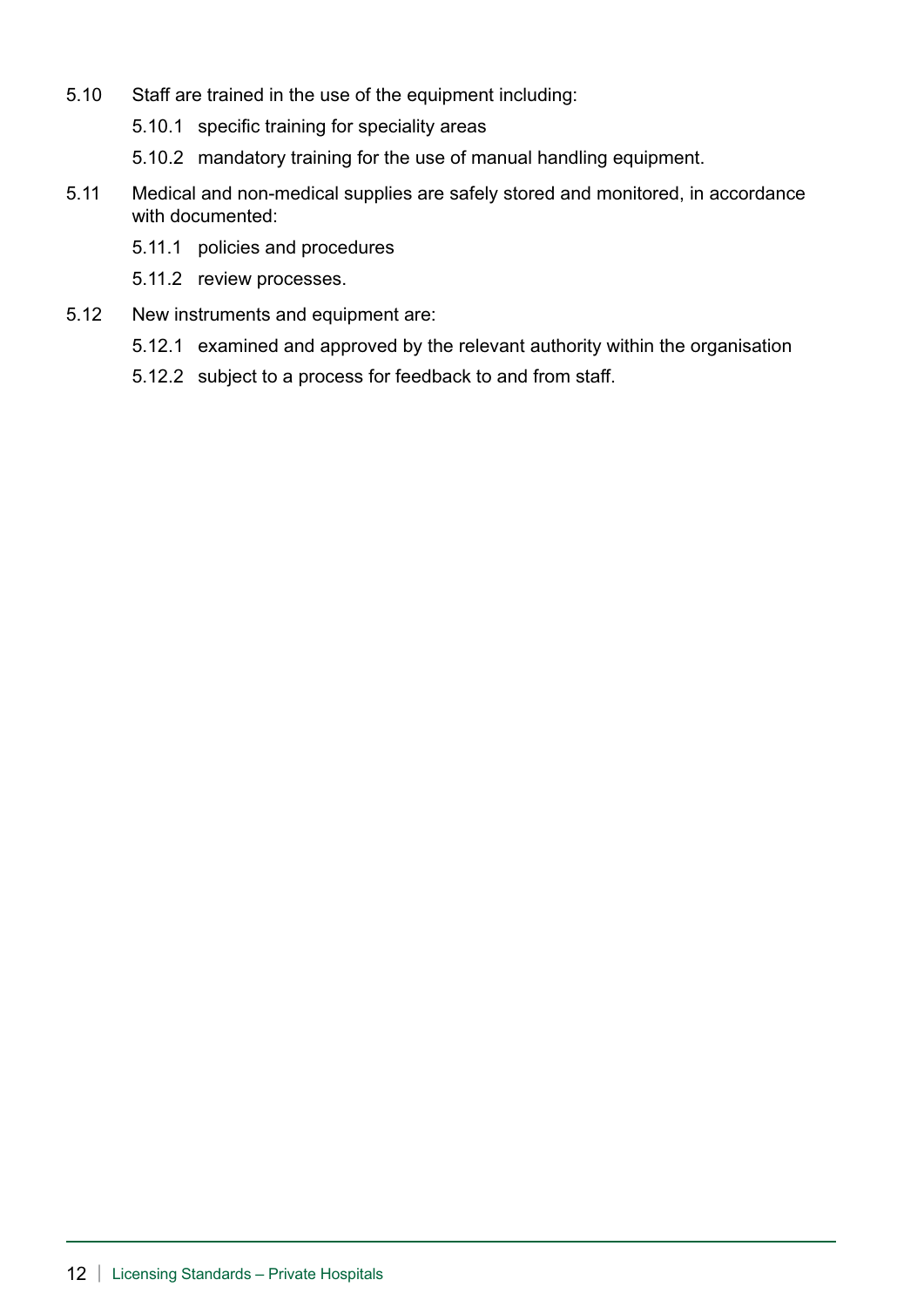5.10 Staff are trained in the use of the equipment including:

- 5.10.1 specific training for speciality areas
- 5.10.2 mandatory training for the use of manual handling equipment.

5.11 Medical and non-medical supplies are safely stored and monitored, in accordance with documented:

- 5.11.1 policies and procedures
- 5.11.2 review processes.

5.12 New instruments and equipment are:

- 5.12.1 examined and approved by the relevant authority within the organisation
- 5.12.2 subject to a process for feedback to and from staff.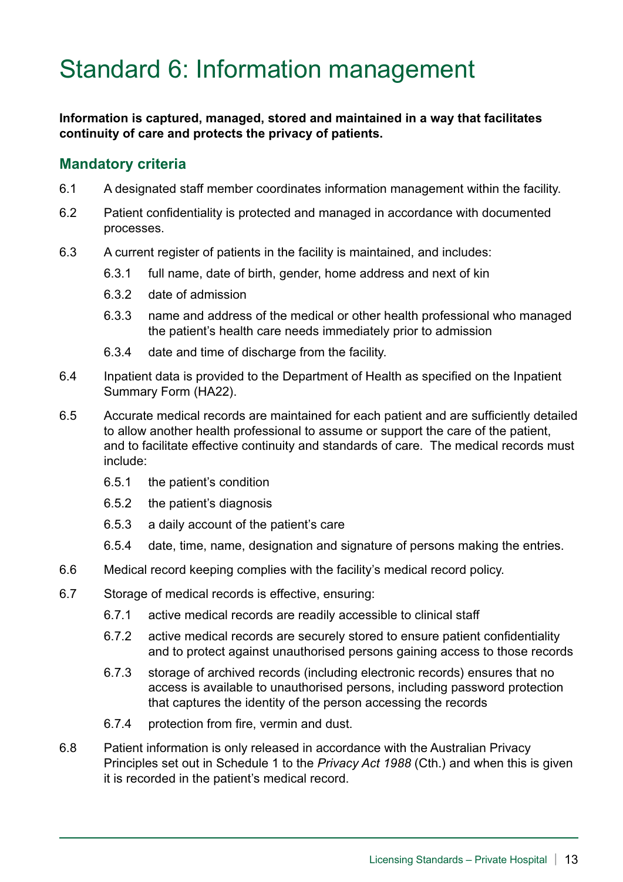# Standard 6: Information management

**Information is captured, managed, stored and maintained in a way that facilitates continuity of care and protects the privacy of patients.**

## Mandatory criteria

6.1 A designated staff member coordinates information management within the facility.

6.2 Patient confidentiality is protected and managed in accordance with documented processes.

6.3 A current register of patients in the facility is maintained, and includes:

- 6.3.1 full name, date of birth, gender, home address and next of kin
- 6.3.2 date of admission
- 6.3.3 name and address of the medical or other health professional who managed the patient's health care needs immediately prior to admission
- 6.3.4 date and time of discharge from the facility.

6.4 Inpatient data is provided to the Department of Health as specified on the Inpatient Summary Form (HA22).

6.5 Accurate medical records are maintained for each patient and are sufficiently detailed to allow another health professional to assume or support the care of the patient, and to facilitate effective continuity and standards of care. The medical records must include:

- 6.5.1 the patient's condition
- 6.5.2 the patient's diagnosis
- 6.5.3 a daily account of the patient's care
- 6.5.4 date, time, name, designation and signature of persons making the entries.

6.6 Medical record keeping complies with the facility's medical record policy.

6.7 Storage of medical records is effective, ensuring:

- 6.7.1 active medical records are readily accessible to clinical staff
- 6.7.2 active medical records are securely stored to ensure patient confidentiality and to protect against unauthorised persons gaining access to those records
- 6.7.3 storage of archived records (including electronic records) ensures that no access is available to unauthorised persons, including password protection that captures the identity of the person accessing the records
- 6.7.4 protection from fire, vermin and dust.

6.8 Patient information is only released in accordance with the Australian Privacy Principles set out in Schedule 1 to the *Privacy Act 1988* (Cth.) and when this is given it is recorded in the patient's medical record.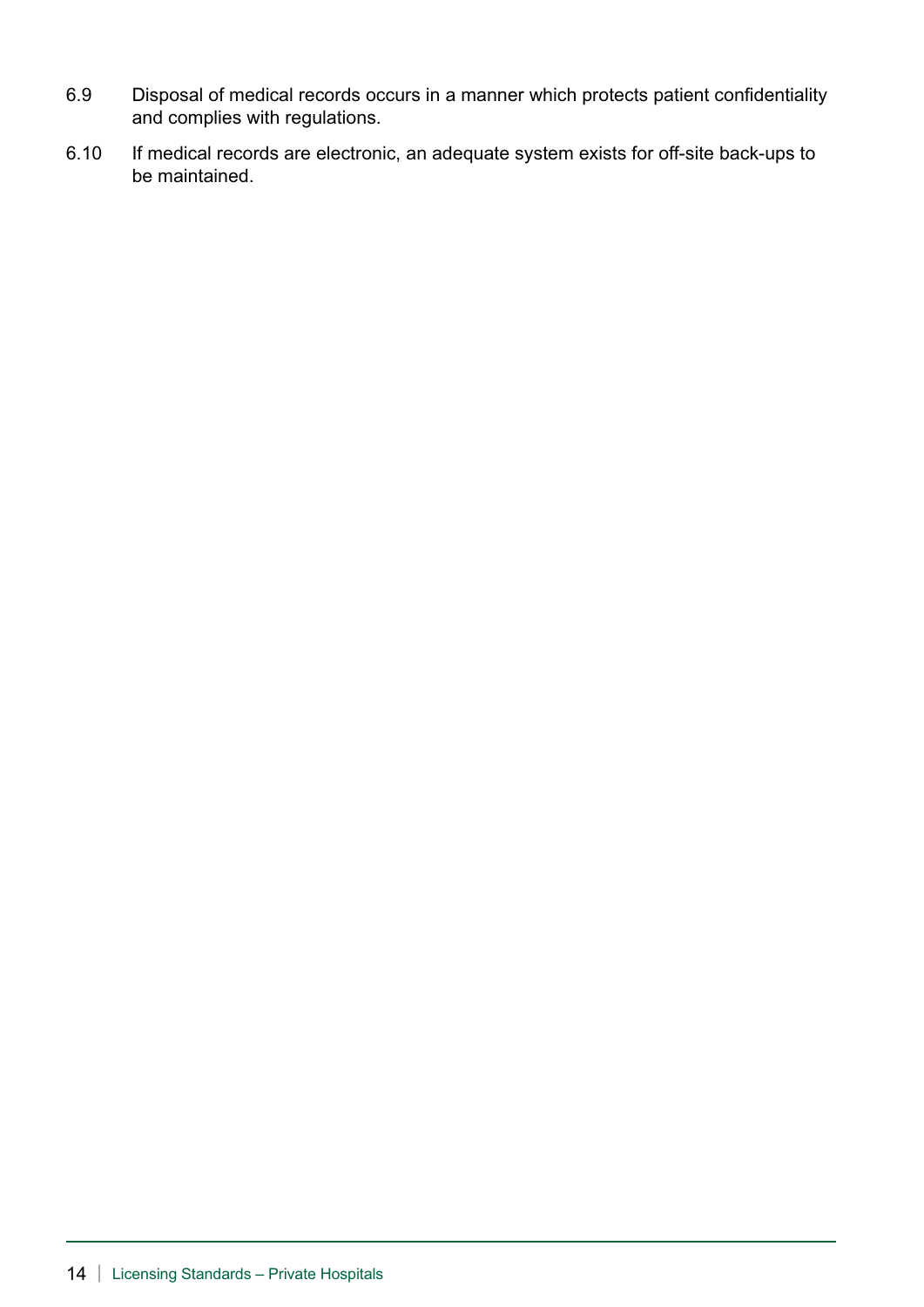6.9 Disposal of medical records occurs in a manner which protects patient confidentiality and complies with regulations.

6.10 If medical records are electronic, an adequate system exists for off-site back-ups to be maintained.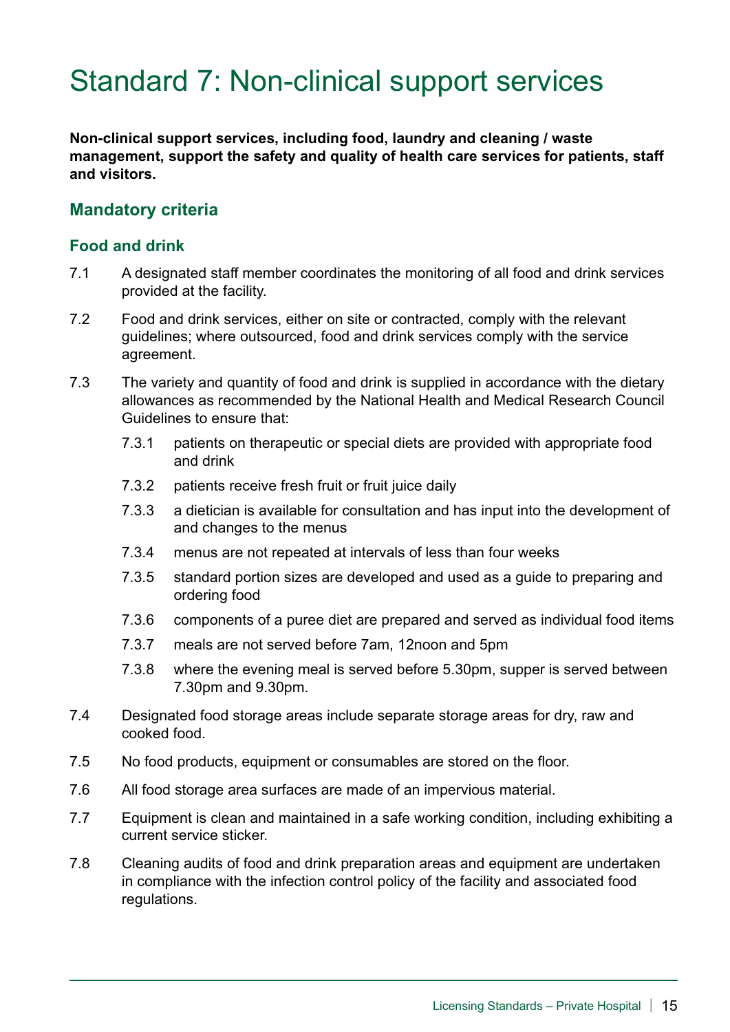# Standard 7: Non-clinical support services

**Non-clinical support services, including food, laundry and cleaning / waste management, support the safety and quality of health care services for patients, staff and visitors.**

## Mandatory criteria

### Food and drink

7.1 A designated staff member coordinates the monitoring of all food and drink services provided at the facility.

7.2 Food and drink services, either on site or contracted, comply with the relevant guidelines; where outsourced, food and drink services comply with the service agreement.

7.3 The variety and quantity of food and drink is supplied in accordance with the dietary allowances as recommended by the National Health and Medical Research Council Guidelines to ensure that:

- 7.3.1 patients on therapeutic or special diets are provided with appropriate food and drink
- 7.3.2 patients receive fresh fruit or fruit juice daily
- 7.3.3 a dietician is available for consultation and has input into the development of and changes to the menus
- 7.3.4 menus are not repeated at intervals of less than four weeks
- 7.3.5 standard portion sizes are developed and used as a guide to preparing and ordering food
- 7.3.6 components of a puree diet are prepared and served as individual food items
- 7.3.7 meals are not served before 7am, 12noon and 5pm
- 7.3.8 where the evening meal is served before 5.30pm, supper is served between 7.30pm and 9.30pm.

7.4 Designated food storage areas include separate storage areas for dry, raw and cooked food.

7.5 No food products, equipment or consumables are stored on the floor.

7.6 All food storage area surfaces are made of an impervious material.

7.7 Equipment is clean and maintained in a safe working condition, including exhibiting a current service sticker.

7.8 Cleaning audits of food and drink preparation areas and equipment are undertaken in compliance with the infection control policy of the facility and associated food regulations.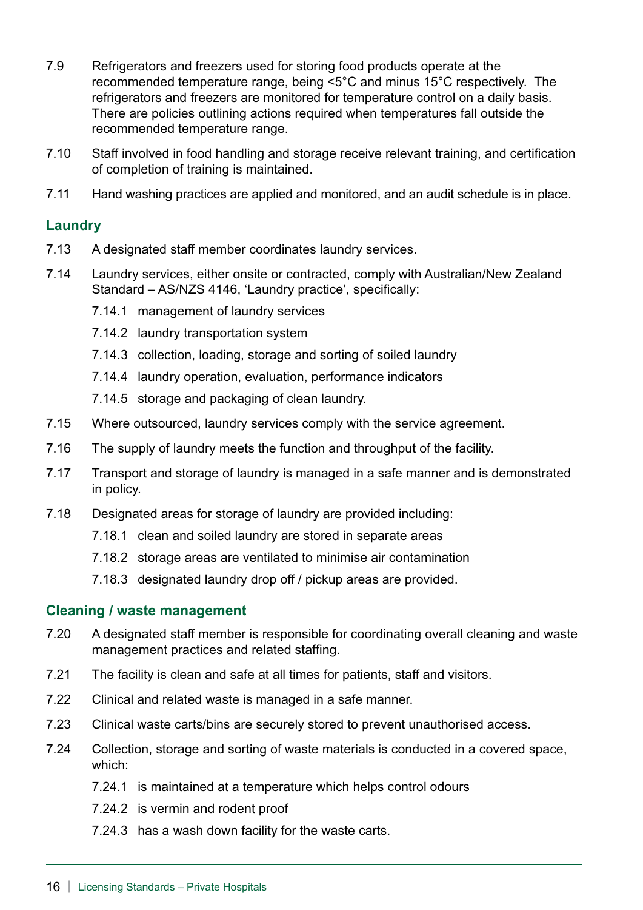7.9 Refrigerators and freezers used for storing food products operate at the recommended temperature range, being <5°C and minus 15°C respectively. The refrigerators and freezers are monitored for temperature control on a daily basis. There are policies outlining actions required when temperatures fall outside the recommended temperature range.

7.10 Staff involved in food handling and storage receive relevant training, and certification of completion of training is maintained.

7.11 Hand washing practices are applied and monitored, and an audit schedule is in place.

## Laundry

7.13 A designated staff member coordinates laundry services.

7.14 Laundry services, either onsite or contracted, comply with Australian/New Zealand Standard – AS/NZS 4146, 'Laundry practice', specifically:

- 7.14.1 management of laundry services
- 7.14.2 laundry transportation system
- 7.14.3 collection, loading, storage and sorting of soiled laundry
- 7.14.4 laundry operation, evaluation, performance indicators
- 7.14.5 storage and packaging of clean laundry.

7.15 Where outsourced, laundry services comply with the service agreement.

7.16 The supply of laundry meets the function and throughput of the facility.

7.17 Transport and storage of laundry is managed in a safe manner and is demonstrated in policy.

7.18 Designated areas for storage of laundry are provided including:

- 7.18.1 clean and soiled laundry are stored in separate areas
- 7.18.2 storage areas are ventilated to minimise air contamination
- 7.18.3 designated laundry drop off / pickup areas are provided.

## Cleaning / waste management

7.20 A designated staff member is responsible for coordinating overall cleaning and waste management practices and related staffing.

7.21 The facility is clean and safe at all times for patients, staff and visitors.

7.22 Clinical and related waste is managed in a safe manner.

7.23 Clinical waste carts/bins are securely stored to prevent unauthorised access.

7.24 Collection, storage and sorting of waste materials is conducted in a covered space, which:

- 7.24.1 is maintained at a temperature which helps control odours
- 7.24.2 is vermin and rodent proof
- 7.24.3 has a wash down facility for the waste carts.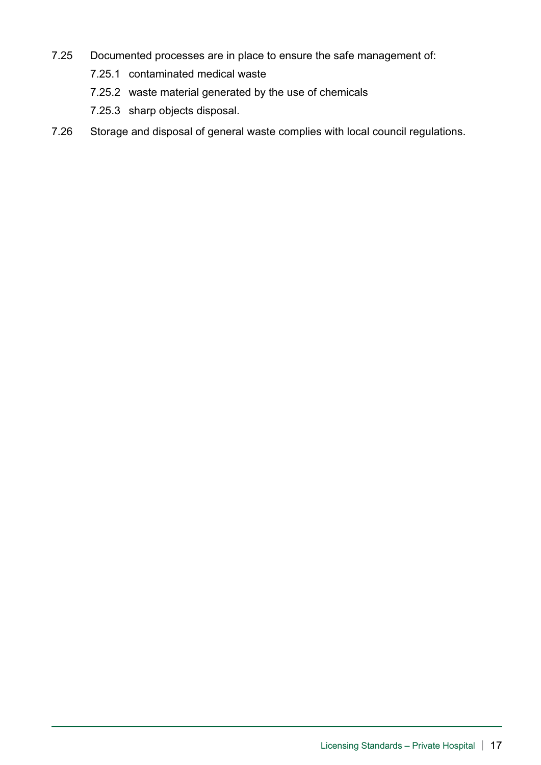7.25 Documented processes are in place to ensure the safe management of:

- 7.25.1 contaminated medical waste
- 7.25.2 waste material generated by the use of chemicals
- 7.25.3 sharp objects disposal.

7.26 Storage and disposal of general waste complies with local council regulations.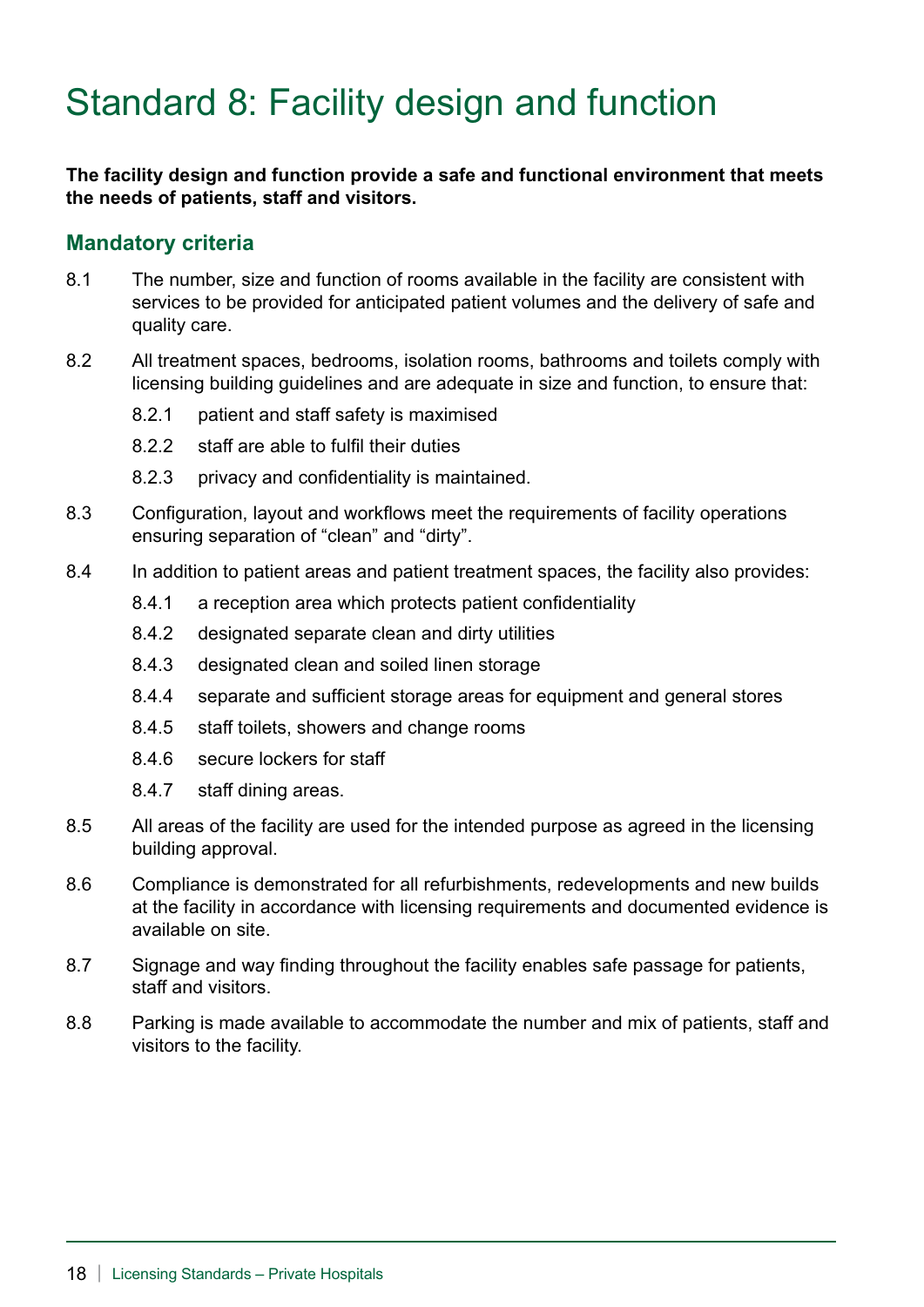# Standard 8: Facility design and function

**The facility design and function provide a safe and functional environment that meets the needs of patients, staff and visitors.**

## Mandatory criteria

8.1 The number, size and function of rooms available in the facility are consistent with services to be provided for anticipated patient volumes and the delivery of safe and quality care.

8.2 All treatment spaces, bedrooms, isolation rooms, bathrooms and toilets comply with licensing building guidelines and are adequate in size and function, to ensure that:

- 8.2.1 patient and staff safety is maximised
- 8.2.2 staff are able to fulfil their duties
- 8.2.3 privacy and confidentiality is maintained.

8.3 Configuration, layout and workflows meet the requirements of facility operations ensuring separation of "clean" and "dirty".

8.4 In addition to patient areas and patient treatment spaces, the facility also provides:

- 8.4.1 a reception area which protects patient confidentiality
- 8.4.2 designated separate clean and dirty utilities
- 8.4.3 designated clean and soiled linen storage
- 8.4.4 separate and sufficient storage areas for equipment and general stores
- 8.4.5 staff toilets, showers and change rooms
- 8.4.6 secure lockers for staff
- 8.4.7 staff dining areas.

8.5 All areas of the facility are used for the intended purpose as agreed in the licensing building approval.

8.6 Compliance is demonstrated for all refurbishments, redevelopments and new builds at the facility in accordance with licensing requirements and documented evidence is available on site.

8.7 Signage and way finding throughout the facility enables safe passage for patients, staff and visitors.

8.8 Parking is made available to accommodate the number and mix of patients, staff and visitors to the facility.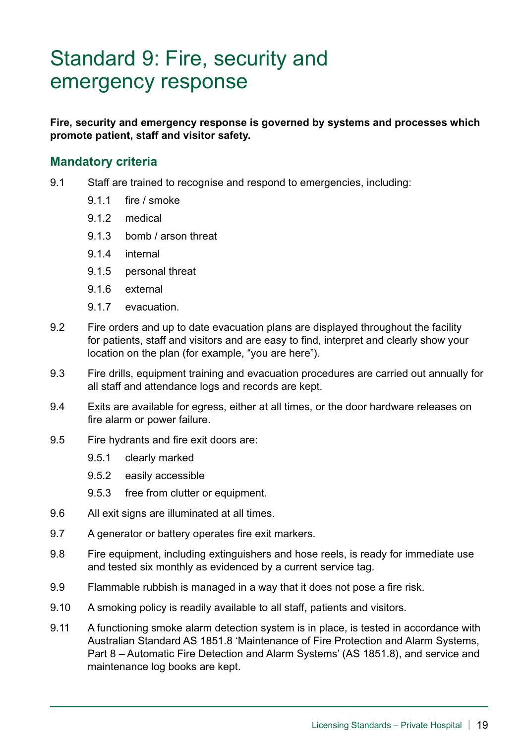# Standard 9: Fire, security and emergency response

**Fire, security and emergency response is governed by systems and processes which promote patient, staff and visitor safety.**

## Mandatory criteria

9.1 Staff are trained to recognise and respond to emergencies, including:

- 9.1.1 fire / smoke
- 9.1.2 medical
- 9.1.3 bomb / arson threat
- 9.1.4 internal
- 9.1.5 personal threat
- 9.1.6 external
- 9.1.7 evacuation.

9.2 Fire orders and up to date evacuation plans are displayed throughout the facility for patients, staff and visitors and are easy to find, interpret and clearly show your location on the plan (for example, "you are here").

9.3 Fire drills, equipment training and evacuation procedures are carried out annually for all staff and attendance logs and records are kept.

9.4 Exits are available for egress, either at all times, or the door hardware releases on fire alarm or power failure.

9.5 Fire hydrants and fire exit doors are:

- 9.5.1 clearly marked
- 9.5.2 easily accessible
- 9.5.3 free from clutter or equipment.

9.6 All exit signs are illuminated at all times.

9.7 A generator or battery operates fire exit markers.

9.8 Fire equipment, including extinguishers and hose reels, is ready for immediate use and tested six monthly as evidenced by a current service tag.

9.9 Flammable rubbish is managed in a way that it does not pose a fire risk.

9.10 A smoking policy is readily available to all staff, patients and visitors.

9.11 A functioning smoke alarm detection system is in place, is tested in accordance with Australian Standard AS 1851.8 'Maintenance of Fire Protection and Alarm Systems, Part 8 – Automatic Fire Detection and Alarm Systems' (AS 1851.8), and service and maintenance log books are kept.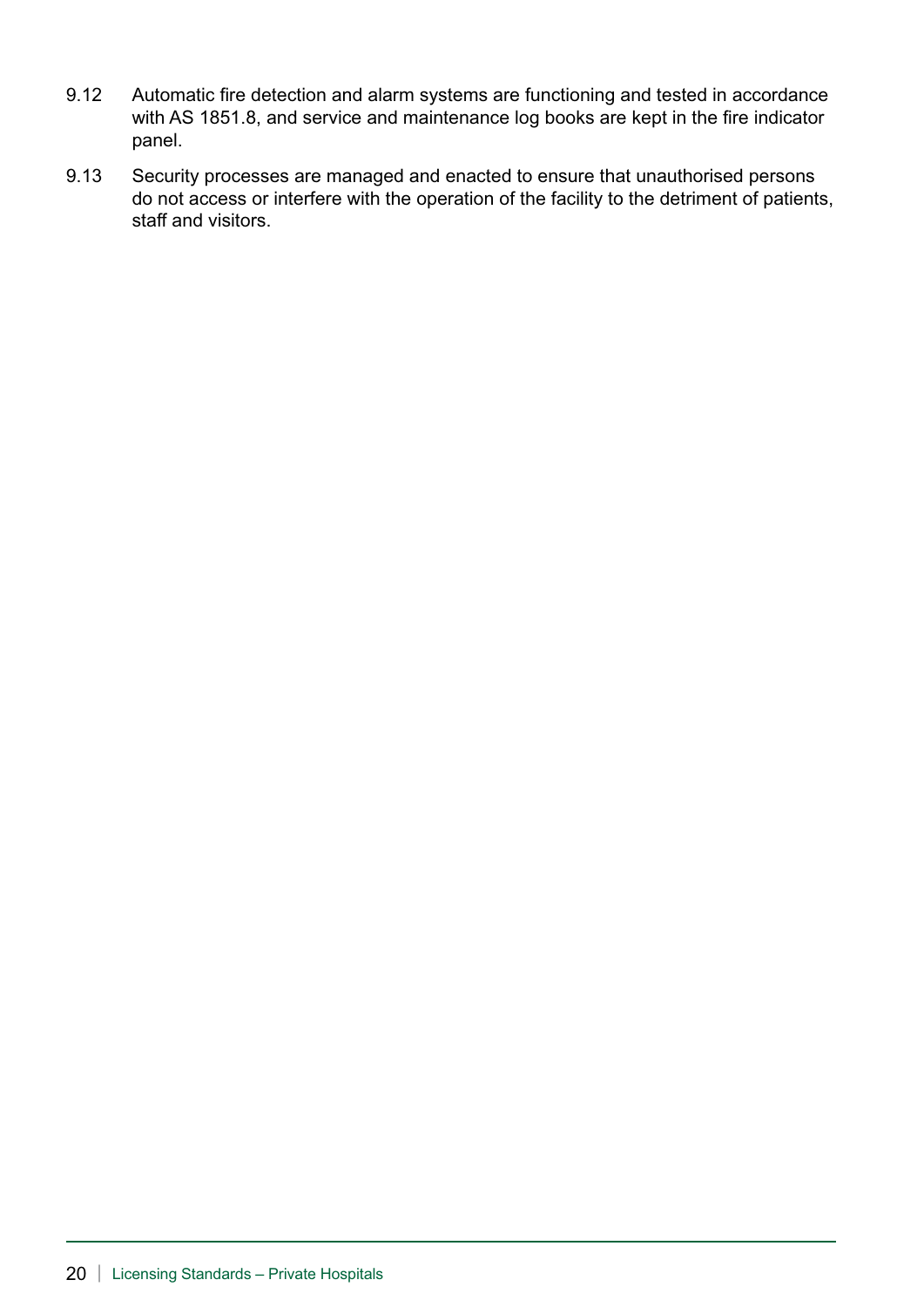9.12 Automatic fire detection and alarm systems are functioning and tested in accordance with AS 1851.8, and service and maintenance log books are kept in the fire indicator panel.

9.13 Security processes are managed and enacted to ensure that unauthorised persons do not access or interfere with the operation of the facility to the detriment of patients, staff and visitors.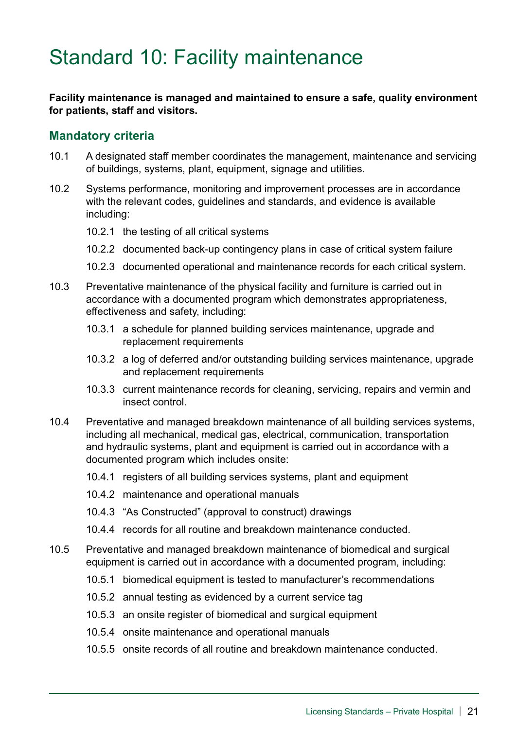# Standard 10: Facility maintenance

**Facility maintenance is managed and maintained to ensure a safe, quality environment for patients, staff and visitors.**

## Mandatory criteria

10.1 A designated staff member coordinates the management, maintenance and servicing of buildings, systems, plant, equipment, signage and utilities.

10.2 Systems performance, monitoring and improvement processes are in accordance with the relevant codes, guidelines and standards, and evidence is available including:

- 10.2.1 the testing of all critical systems
- 10.2.2 documented back-up contingency plans in case of critical system failure
- 10.2.3 documented operational and maintenance records for each critical system.

10.3 Preventative maintenance of the physical facility and furniture is carried out in accordance with a documented program which demonstrates appropriateness, effectiveness and safety, including:

- 10.3.1 a schedule for planned building services maintenance, upgrade and replacement requirements
- 10.3.2 a log of deferred and/or outstanding building services maintenance, upgrade and replacement requirements
- 10.3.3 current maintenance records for cleaning, servicing, repairs and vermin and insect control.

10.4 Preventative and managed breakdown maintenance of all building services systems, including all mechanical, medical gas, electrical, communication, transportation and hydraulic systems, plant and equipment is carried out in accordance with a documented program which includes onsite:

- 10.4.1 registers of all building services systems, plant and equipment
- 10.4.2 maintenance and operational manuals
- 10.4.3 "As Constructed" (approval to construct) drawings
- 10.4.4 records for all routine and breakdown maintenance conducted.

10.5 Preventative and managed breakdown maintenance of biomedical and surgical equipment is carried out in accordance with a documented program, including:

- 10.5.1 biomedical equipment is tested to manufacturer's recommendations
- 10.5.2 annual testing as evidenced by a current service tag
- 10.5.3 an onsite register of biomedical and surgical equipment
- 10.5.4 onsite maintenance and operational manuals
- 10.5.5 onsite records of all routine and breakdown maintenance conducted.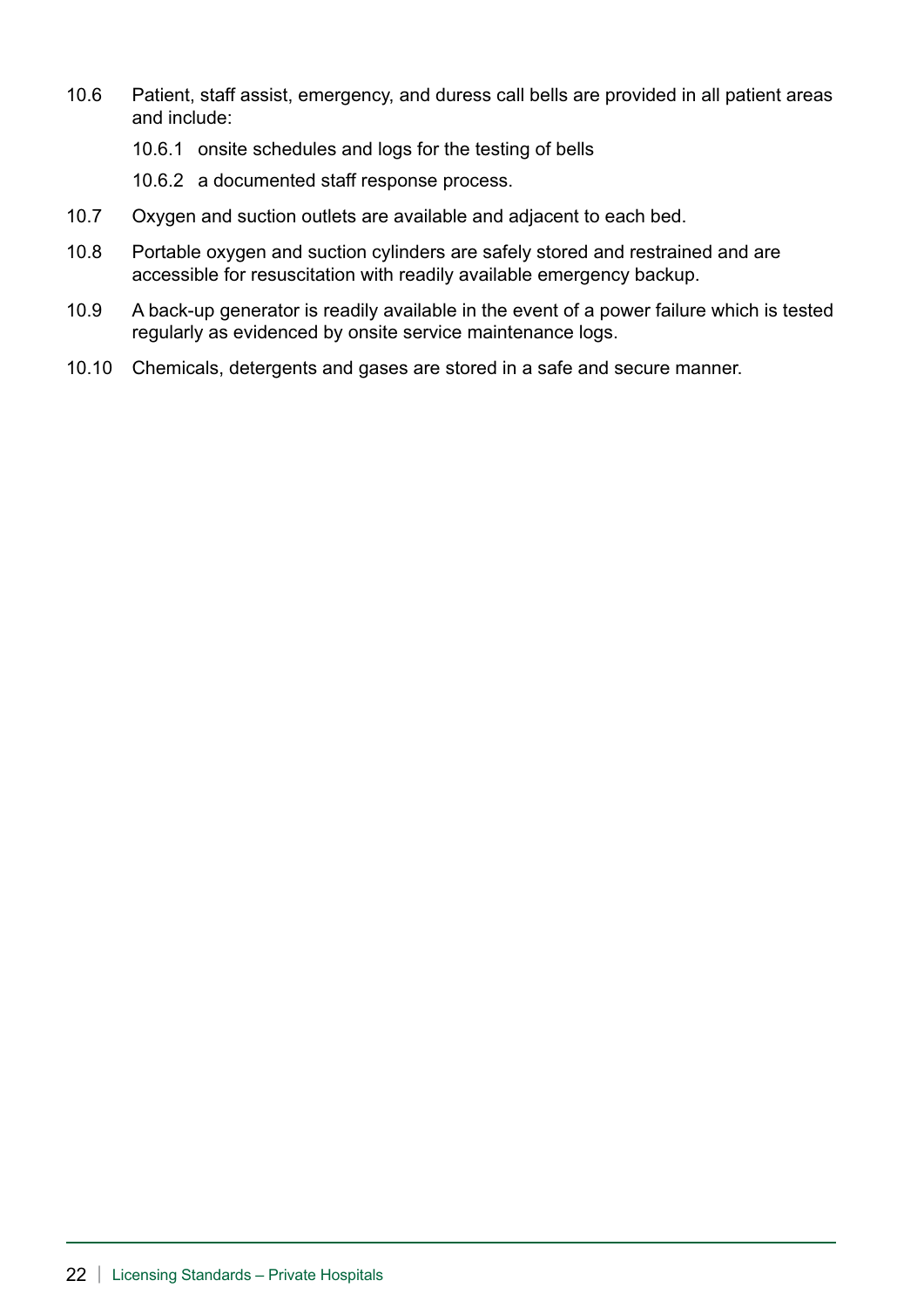10.6 Patient, staff assist, emergency, and duress call bells are provided in all patient areas and include:

   10.6.1 onsite schedules and logs for the testing of bells

   10.6.2 a documented staff response process.

10.7 Oxygen and suction outlets are available and adjacent to each bed.

10.8 Portable oxygen and suction cylinders are safely stored and restrained and are accessible for resuscitation with readily available emergency backup.

10.9 A back-up generator is readily available in the event of a power failure which is tested regularly as evidenced by onsite service maintenance logs.

10.10 Chemicals, detergents and gases are stored in a safe and secure manner.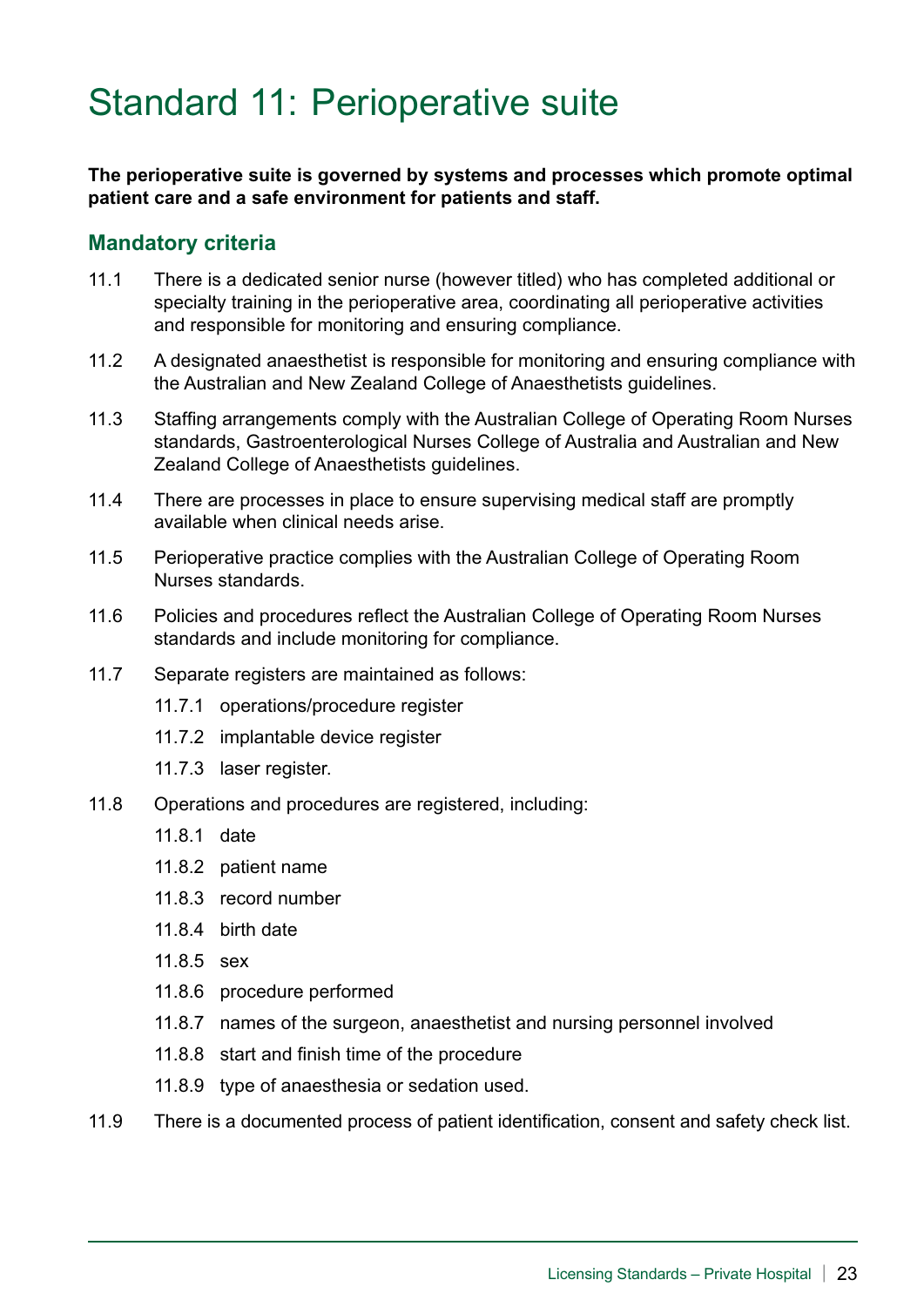# Standard 11: Perioperative suite

**The perioperative suite is governed by systems and processes which promote optimal patient care and a safe environment for patients and staff.**

## Mandatory criteria

11.1 There is a dedicated senior nurse (however titled) who has completed additional or specialty training in the perioperative area, coordinating all perioperative activities and responsible for monitoring and ensuring compliance.

11.2 A designated anaesthetist is responsible for monitoring and ensuring compliance with the Australian and New Zealand College of Anaesthetists guidelines.

11.3 Staffing arrangements comply with the Australian College of Operating Room Nurses standards, Gastroenterological Nurses College of Australia and Australian and New Zealand College of Anaesthetists guidelines.

11.4 There are processes in place to ensure supervising medical staff are promptly available when clinical needs arise.

11.5 Perioperative practice complies with the Australian College of Operating Room Nurses standards.

11.6 Policies and procedures reflect the Australian College of Operating Room Nurses standards and include monitoring for compliance.

11.7 Separate registers are maintained as follows:

- 11.7.1 operations/procedure register
- 11.7.2 implantable device register
- 11.7.3 laser register.

11.8 Operations and procedures are registered, including:

- 11.8.1 date
- 11.8.2 patient name
- 11.8.3 record number
- 11.8.4 birth date
- 11.8.5 sex
- 11.8.6 procedure performed
- 11.8.7 names of the surgeon, anaesthetist and nursing personnel involved
- 11.8.8 start and finish time of the procedure
- 11.8.9 type of anaesthesia or sedation used.

11.9 There is a documented process of patient identification, consent and safety check list.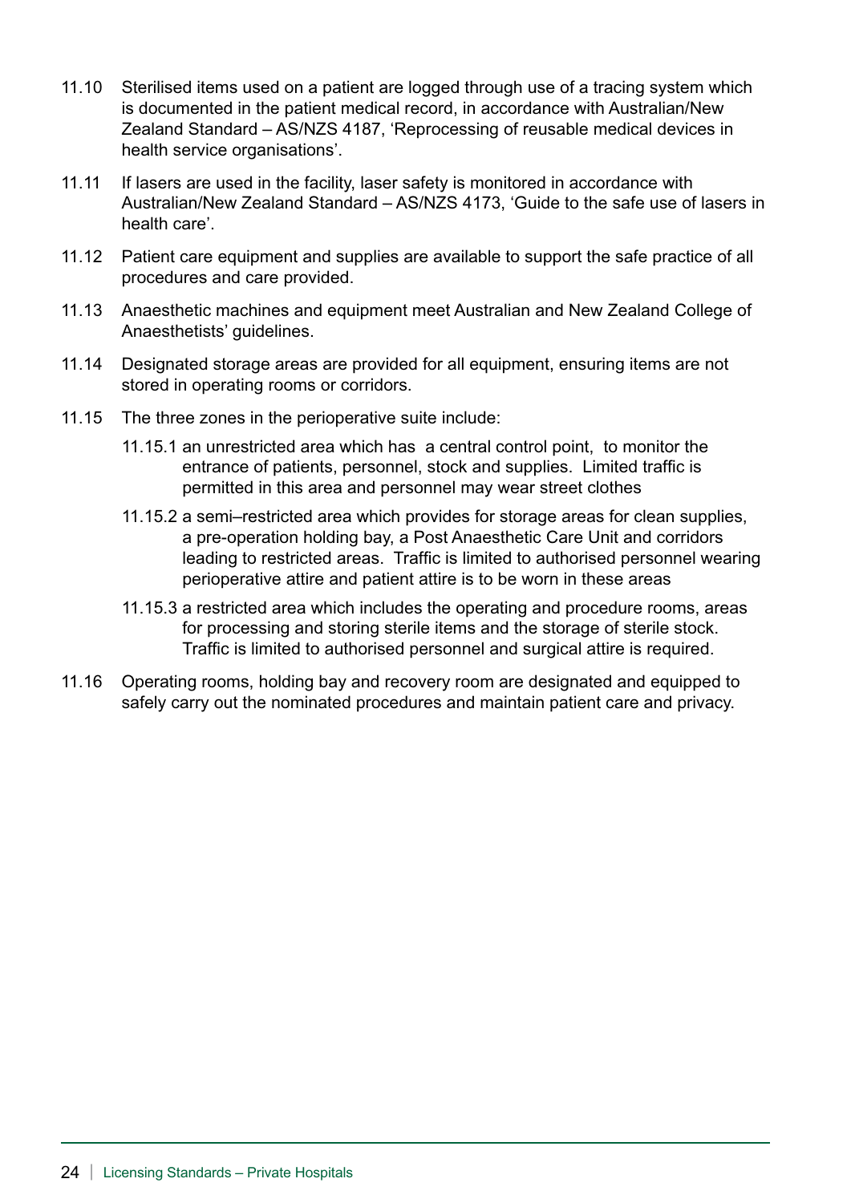11.10 Sterilised items used on a patient are logged through use of a tracing system which is documented in the patient medical record, in accordance with Australian/New Zealand Standard – AS/NZS 4187, 'Reprocessing of reusable medical devices in health service organisations'.

11.11 If lasers are used in the facility, laser safety is monitored in accordance with Australian/New Zealand Standard – AS/NZS 4173, 'Guide to the safe use of lasers in health care'.

11.12 Patient care equipment and supplies are available to support the safe practice of all procedures and care provided.

11.13 Anaesthetic machines and equipment meet Australian and New Zealand College of Anaesthetists' guidelines.

11.14 Designated storage areas are provided for all equipment, ensuring items are not stored in operating rooms or corridors.

11.15 The three zones in the perioperative suite include:

- 11.15.1 an unrestricted area which has a central control point, to monitor the entrance of patients, personnel, stock and supplies. Limited traffic is permitted in this area and personnel may wear street clothes
- 11.15.2 a semi–restricted area which provides for storage areas for clean supplies, a pre-operation holding bay, a Post Anaesthetic Care Unit and corridors leading to restricted areas. Traffic is limited to authorised personnel wearing perioperative attire and patient attire is to be worn in these areas
- 11.15.3 a restricted area which includes the operating and procedure rooms, areas for processing and storing sterile items and the storage of sterile stock. Traffic is limited to authorised personnel and surgical attire is required.

11.16 Operating rooms, holding bay and recovery room are designated and equipped to safely carry out the nominated procedures and maintain patient care and privacy.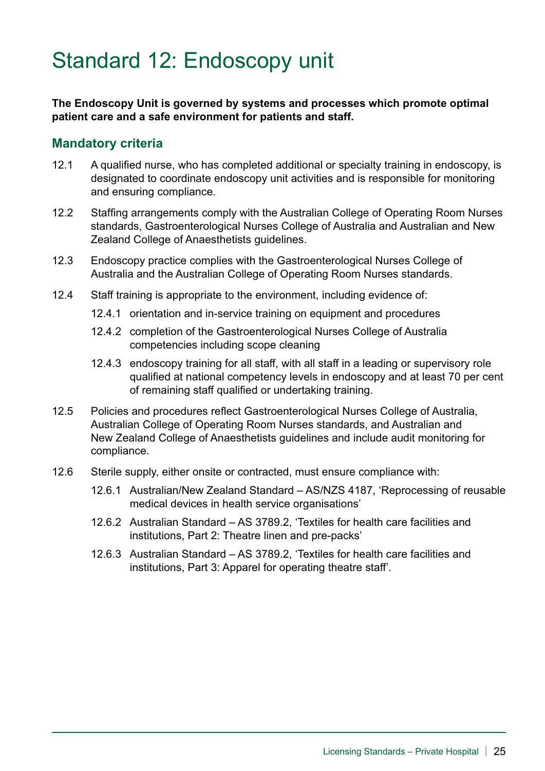# Standard 12: Endoscopy unit

**The Endoscopy Unit is governed by systems and processes which promote optimal patient care and a safe environment for patients and staff.**

## Mandatory criteria

12.1 A qualified nurse, who has completed additional or specialty training in endoscopy, is designated to coordinate endoscopy unit activities and is responsible for monitoring and ensuring compliance.

12.2 Staffing arrangements comply with the Australian College of Operating Room Nurses standards, Gastroenterological Nurses College of Australia and Australian and New Zealand College of Anaesthetists guidelines.

12.3 Endoscopy practice complies with the Gastroenterological Nurses College of Australia and the Australian College of Operating Room Nurses standards.

12.4 Staff training is appropriate to the environment, including evidence of:

- 12.4.1 orientation and in-service training on equipment and procedures
- 12.4.2 completion of the Gastroenterological Nurses College of Australia competencies including scope cleaning
- 12.4.3 endoscopy training for all staff, with all staff in a leading or supervisory role qualified at national competency levels in endoscopy and at least 70 per cent of remaining staff qualified or undertaking training.

12.5 Policies and procedures reflect Gastroenterological Nurses College of Australia, Australian College of Operating Room Nurses standards, and Australian and New Zealand College of Anaesthetists guidelines and include audit monitoring for compliance.

12.6 Sterile supply, either onsite or contracted, must ensure compliance with:

- 12.6.1 Australian/New Zealand Standard – AS/NZS 4187, 'Reprocessing of reusable medical devices in health service organisations'
- 12.6.2 Australian Standard – AS 3789.2, 'Textiles for health care facilities and institutions, Part 2: Theatre linen and pre-packs'
- 12.6.3 Australian Standard – AS 3789.2, 'Textiles for health care facilities and institutions, Part 3: Apparel for operating theatre staff'.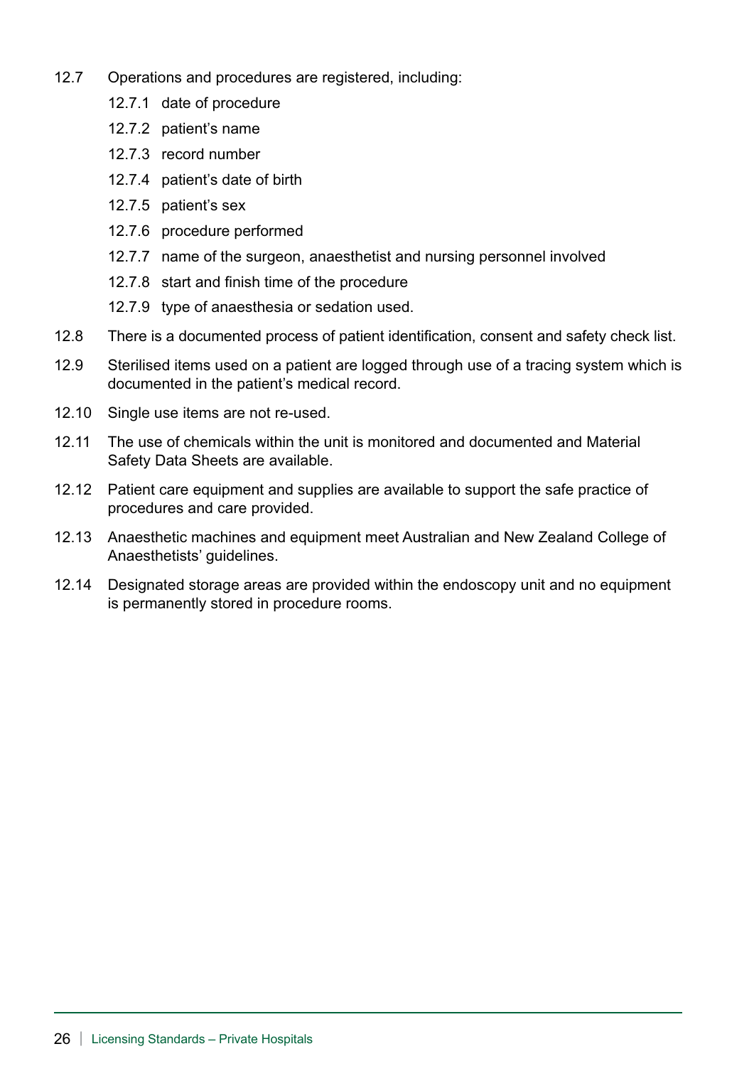12.7 Operations and procedures are registered, including:

- 12.7.1 date of procedure
- 12.7.2 patient's name
- 12.7.3 record number
- 12.7.4 patient's date of birth
- 12.7.5 patient's sex
- 12.7.6 procedure performed
- 12.7.7 name of the surgeon, anaesthetist and nursing personnel involved
- 12.7.8 start and finish time of the procedure
- 12.7.9 type of anaesthesia or sedation used.

12.8 There is a documented process of patient identification, consent and safety check list.

12.9 Sterilised items used on a patient are logged through use of a tracing system which is documented in the patient's medical record.

12.10 Single use items are not re-used.

12.11 The use of chemicals within the unit is monitored and documented and Material Safety Data Sheets are available.

12.12 Patient care equipment and supplies are available to support the safe practice of procedures and care provided.

12.13 Anaesthetic machines and equipment meet Australian and New Zealand College of Anaesthetists' guidelines.

12.14 Designated storage areas are provided within the endoscopy unit and no equipment is permanently stored in procedure rooms.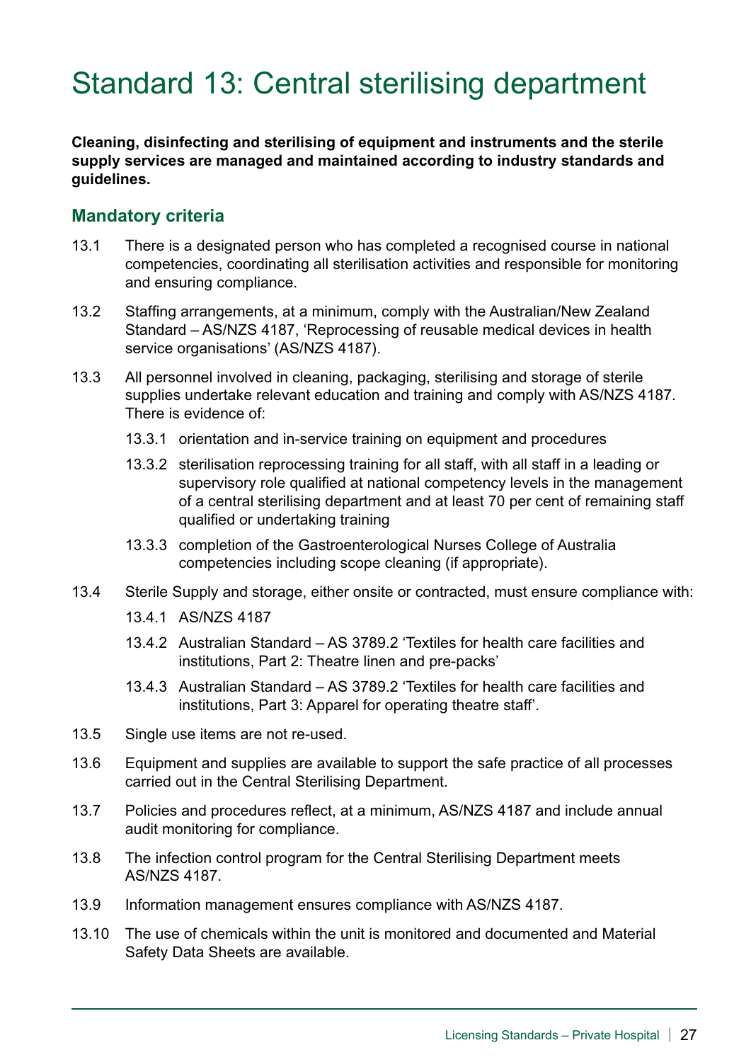# Standard 13: Central sterilising department

**Cleaning, disinfecting and sterilising of equipment and instruments and the sterile supply services are managed and maintained according to industry standards and guidelines.**

## Mandatory criteria

13.1 There is a designated person who has completed a recognised course in national competencies, coordinating all sterilisation activities and responsible for monitoring and ensuring compliance.

13.2 Staffing arrangements, at a minimum, comply with the Australian/New Zealand Standard – AS/NZS 4187, 'Reprocessing of reusable medical devices in health service organisations' (AS/NZS 4187).

13.3 All personnel involved in cleaning, packaging, sterilising and storage of sterile supplies undertake relevant education and training and comply with AS/NZS 4187. There is evidence of:

- 13.3.1 orientation and in-service training on equipment and procedures
- 13.3.2 sterilisation reprocessing training for all staff, with all staff in a leading or supervisory role qualified at national competency levels in the management of a central sterilising department and at least 70 per cent of remaining staff qualified or undertaking training
- 13.3.3 completion of the Gastroenterological Nurses College of Australia competencies including scope cleaning (if appropriate).

13.4 Sterile Supply and storage, either onsite or contracted, must ensure compliance with:

- 13.4.1 AS/NZS 4187
- 13.4.2 Australian Standard – AS 3789.2 'Textiles for health care facilities and institutions, Part 2: Theatre linen and pre-packs'
- 13.4.3 Australian Standard – AS 3789.2 'Textiles for health care facilities and institutions, Part 3: Apparel for operating theatre staff'.

13.5 Single use items are not re-used.

13.6 Equipment and supplies are available to support the safe practice of all processes carried out in the Central Sterilising Department.

13.7 Policies and procedures reflect, at a minimum, AS/NZS 4187 and include annual audit monitoring for compliance.

13.8 The infection control program for the Central Sterilising Department meets AS/NZS 4187.

13.9 Information management ensures compliance with AS/NZS 4187.

13.10 The use of chemicals within the unit is monitored and documented and Material Safety Data Sheets are available.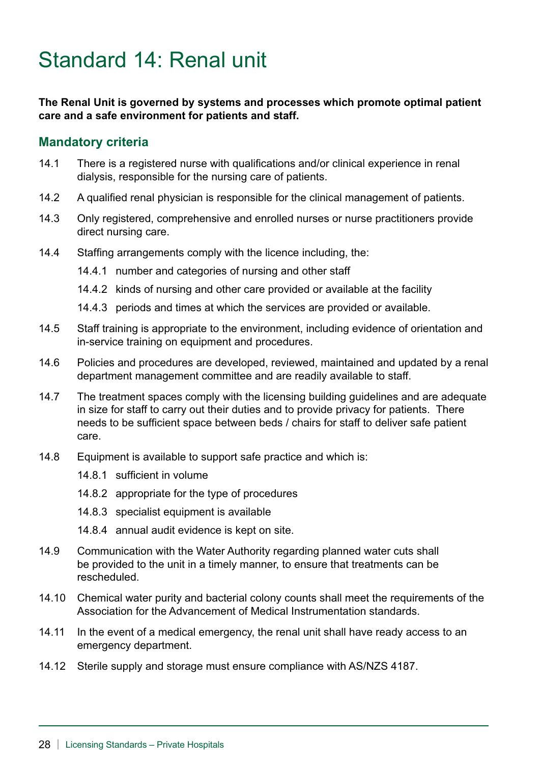# Standard 14: Renal unit

**The Renal Unit is governed by systems and processes which promote optimal patient care and a safe environment for patients and staff.**

## Mandatory criteria

14.1 There is a registered nurse with qualifications and/or clinical experience in renal dialysis, responsible for the nursing care of patients.

14.2 A qualified renal physician is responsible for the clinical management of patients.

14.3 Only registered, comprehensive and enrolled nurses or nurse practitioners provide direct nursing care.

14.4 Staffing arrangements comply with the licence including, the:

- 14.4.1 number and categories of nursing and other staff
- 14.4.2 kinds of nursing and other care provided or available at the facility
- 14.4.3 periods and times at which the services are provided or available.

14.5 Staff training is appropriate to the environment, including evidence of orientation and in-service training on equipment and procedures.

14.6 Policies and procedures are developed, reviewed, maintained and updated by a renal department management committee and are readily available to staff.

14.7 The treatment spaces comply with the licensing building guidelines and are adequate in size for staff to carry out their duties and to provide privacy for patients. There needs to be sufficient space between beds / chairs for staff to deliver safe patient care.

14.8 Equipment is available to support safe practice and which is:

- 14.8.1 sufficient in volume
- 14.8.2 appropriate for the type of procedures
- 14.8.3 specialist equipment is available
- 14.8.4 annual audit evidence is kept on site.

14.9 Communication with the Water Authority regarding planned water cuts shall be provided to the unit in a timely manner, to ensure that treatments can be rescheduled.

14.10 Chemical water purity and bacterial colony counts shall meet the requirements of the Association for the Advancement of Medical Instrumentation standards.

14.11 In the event of a medical emergency, the renal unit shall have ready access to an emergency department.

14.12 Sterile supply and storage must ensure compliance with AS/NZS 4187.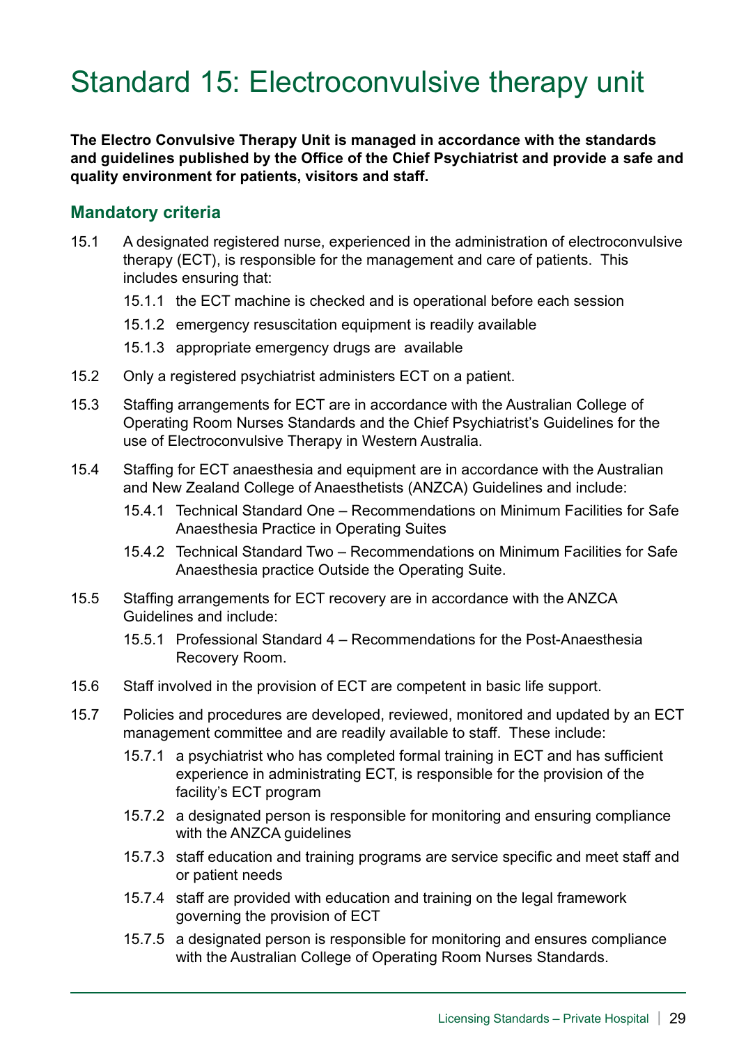# Standard 15: Electroconvulsive therapy unit

**The Electro Convulsive Therapy Unit is managed in accordance with the standards and guidelines published by the Office of the Chief Psychiatrist and provide a safe and quality environment for patients, visitors and staff.**

## Mandatory criteria

15.1 A designated registered nurse, experienced in the administration of electroconvulsive therapy (ECT), is responsible for the management and care of patients. This includes ensuring that:

- 15.1.1 the ECT machine is checked and is operational before each session
- 15.1.2 emergency resuscitation equipment is readily available
- 15.1.3 appropriate emergency drugs are available

15.2 Only a registered psychiatrist administers ECT on a patient.

15.3 Staffing arrangements for ECT are in accordance with the Australian College of Operating Room Nurses Standards and the Chief Psychiatrist's Guidelines for the use of Electroconvulsive Therapy in Western Australia.

15.4 Staffing for ECT anaesthesia and equipment are in accordance with the Australian and New Zealand College of Anaesthetists (ANZCA) Guidelines and include:

- 15.4.1 Technical Standard One – Recommendations on Minimum Facilities for Safe Anaesthesia Practice in Operating Suites
- 15.4.2 Technical Standard Two – Recommendations on Minimum Facilities for Safe Anaesthesia practice Outside the Operating Suite.

15.5 Staffing arrangements for ECT recovery are in accordance with the ANZCA Guidelines and include:

- 15.5.1 Professional Standard 4 – Recommendations for the Post-Anaesthesia Recovery Room.

15.6 Staff involved in the provision of ECT are competent in basic life support.

15.7 Policies and procedures are developed, reviewed, monitored and updated by an ECT management committee and are readily available to staff. These include:

- 15.7.1 a psychiatrist who has completed formal training in ECT and has sufficient experience in administrating ECT, is responsible for the provision of the facility's ECT program
- 15.7.2 a designated person is responsible for monitoring and ensuring compliance with the ANZCA guidelines
- 15.7.3 staff education and training programs are service specific and meet staff and or patient needs
- 15.7.4 staff are provided with education and training on the legal framework governing the provision of ECT
- 15.7.5 a designated person is responsible for monitoring and ensures compliance with the Australian College of Operating Room Nurses Standards.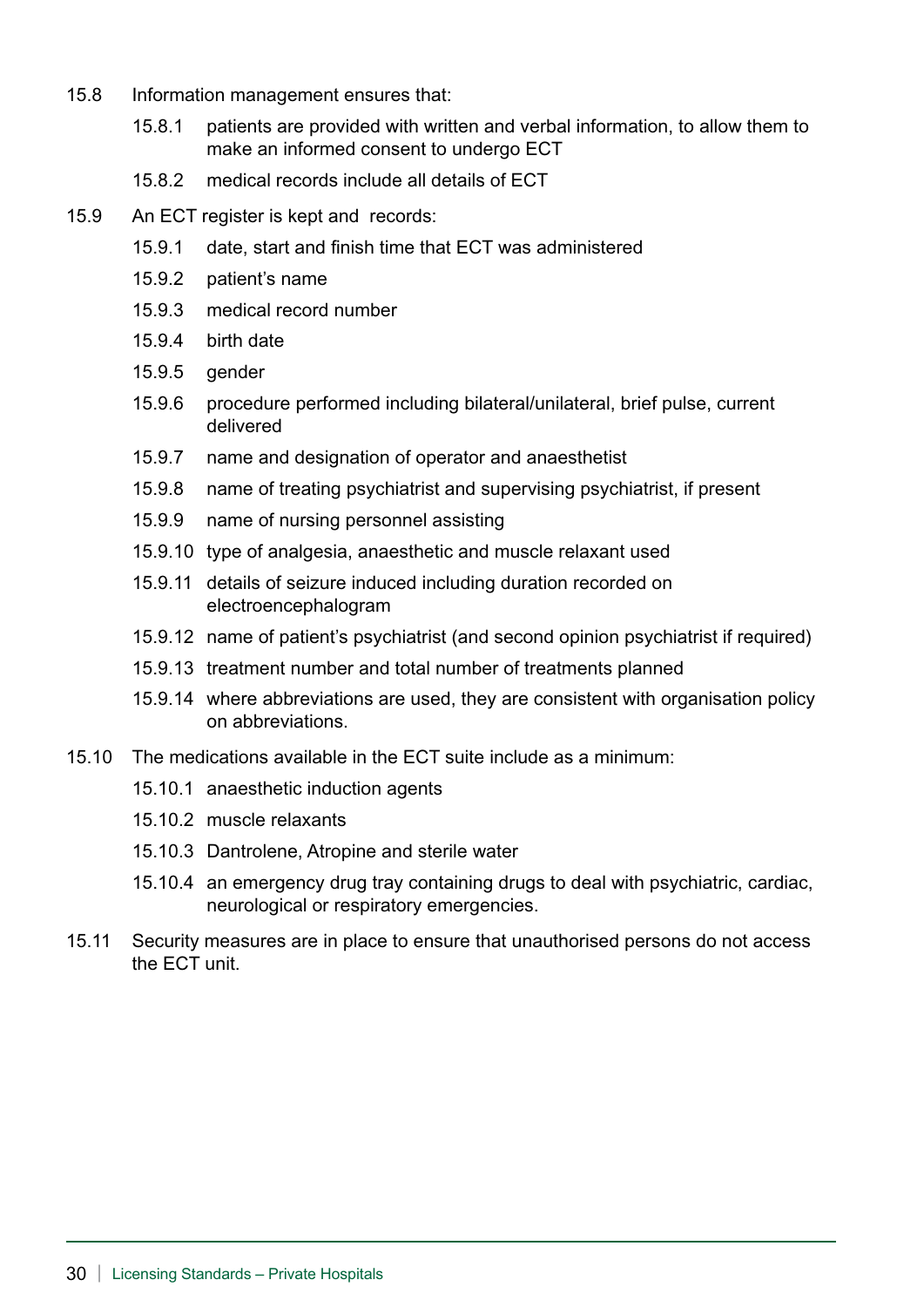15.8 Information management ensures that:

- 15.8.1 patients are provided with written and verbal information, to allow them to make an informed consent to undergo ECT
- 15.8.2 medical records include all details of ECT

15.9 An ECT register is kept and records:

- 15.9.1 date, start and finish time that ECT was administered
- 15.9.2 patient's name
- 15.9.3 medical record number
- 15.9.4 birth date
- 15.9.5 gender
- 15.9.6 procedure performed including bilateral/unilateral, brief pulse, current delivered
- 15.9.7 name and designation of operator and anaesthetist
- 15.9.8 name of treating psychiatrist and supervising psychiatrist, if present
- 15.9.9 name of nursing personnel assisting
- 15.9.10 type of analgesia, anaesthetic and muscle relaxant used
- 15.9.11 details of seizure induced including duration recorded on electroencephalogram
- 15.9.12 name of patient's psychiatrist (and second opinion psychiatrist if required)
- 15.9.13 treatment number and total number of treatments planned
- 15.9.14 where abbreviations are used, they are consistent with organisation policy on abbreviations.

15.10 The medications available in the ECT suite include as a minimum:

- 15.10.1 anaesthetic induction agents
- 15.10.2 muscle relaxants
- 15.10.3 Dantrolene, Atropine and sterile water
- 15.10.4 an emergency drug tray containing drugs to deal with psychiatric, cardiac, neurological or respiratory emergencies.

15.11 Security measures are in place to ensure that unauthorised persons do not access the ECT unit.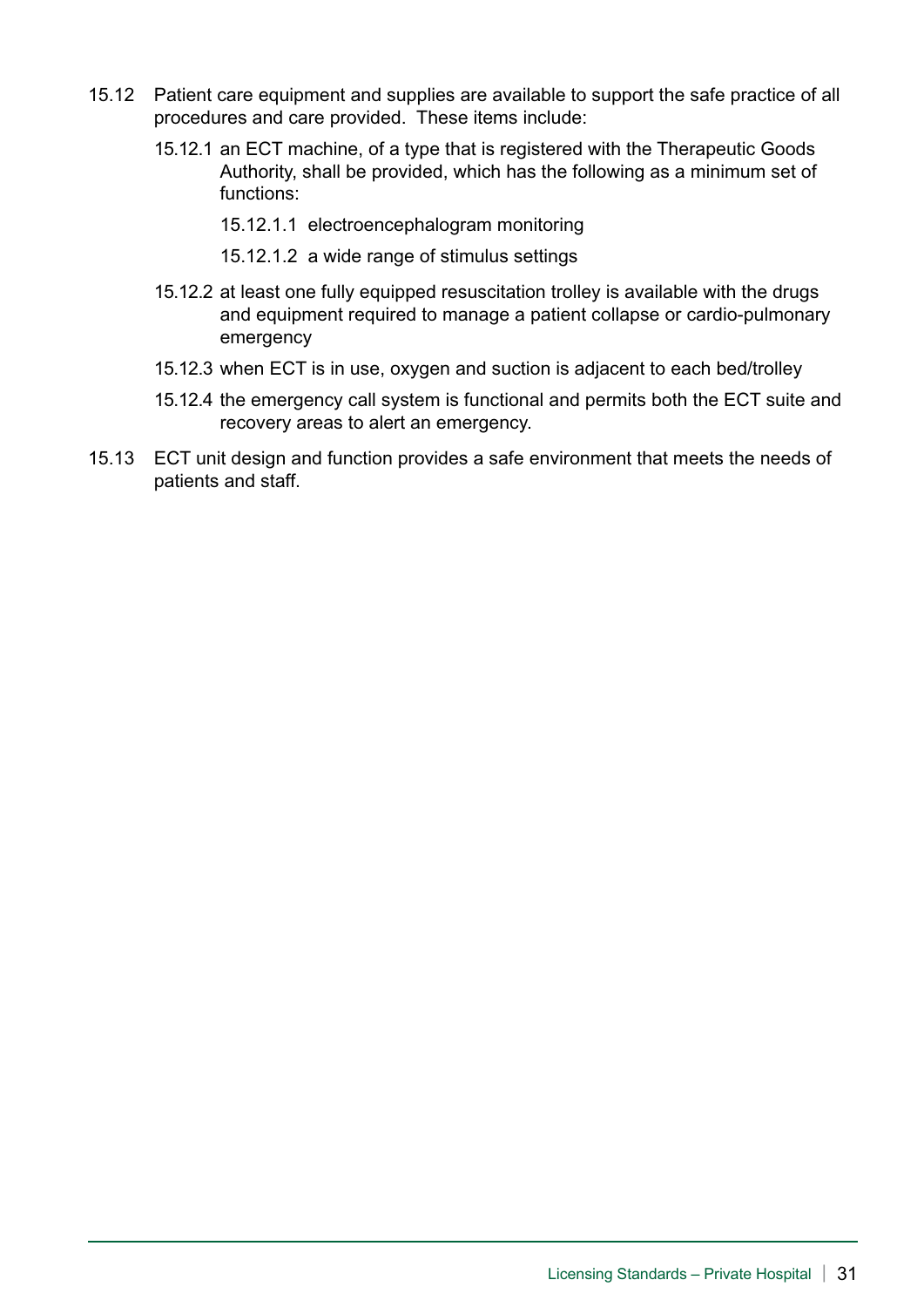15.12 Patient care equipment and supplies are available to support the safe practice of all procedures and care provided. These items include:

- 15.12.1 an ECT machine, of a type that is registered with the Therapeutic Goods Authority, shall be provided, which has the following as a minimum set of functions:
  - 15.12.1.1 electroencephalogram monitoring
  - 15.12.1.2 a wide range of stimulus settings
- 15.12.2 at least one fully equipped resuscitation trolley is available with the drugs and equipment required to manage a patient collapse or cardio-pulmonary emergency
- 15.12.3 when ECT is in use, oxygen and suction is adjacent to each bed/trolley
- 15.12.4 the emergency call system is functional and permits both the ECT suite and recovery areas to alert an emergency.

15.13 ECT unit design and function provides a safe environment that meets the needs of patients and staff.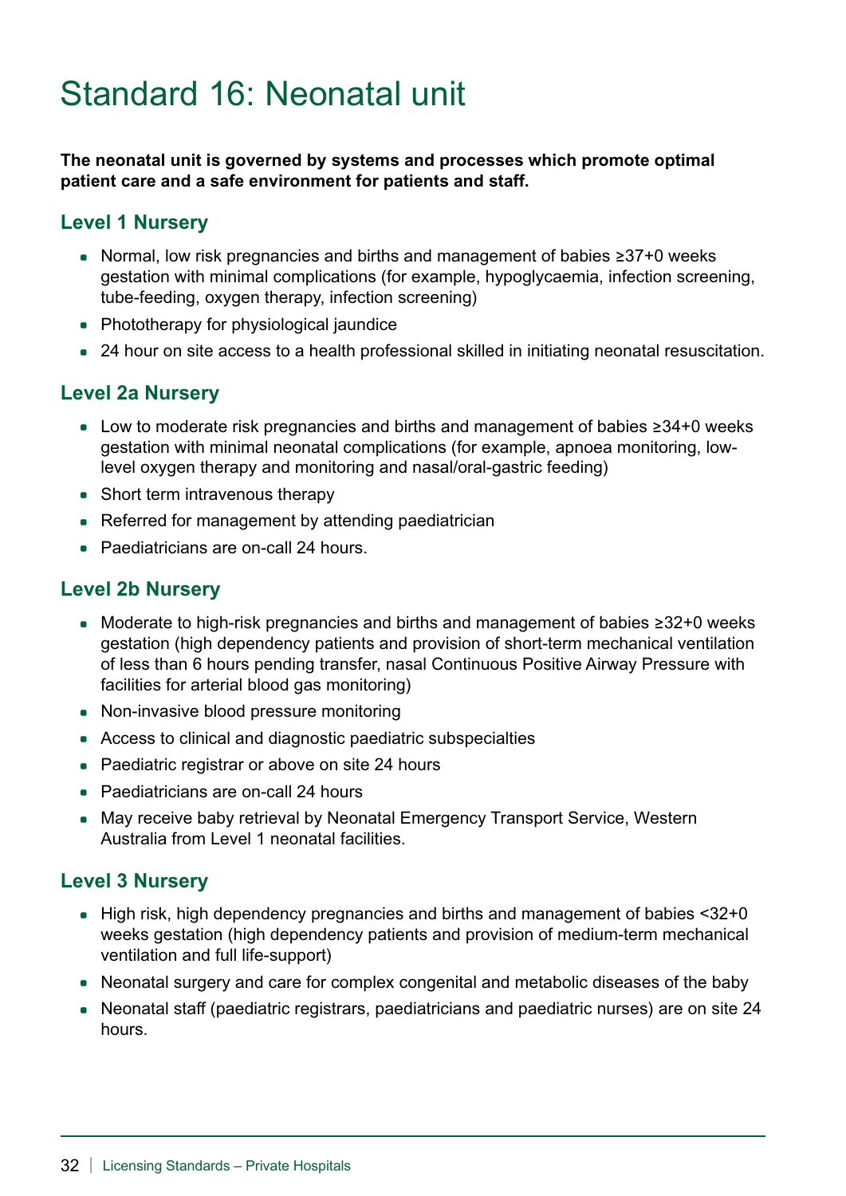# Standard 16: Neonatal unit

**The neonatal unit is governed by systems and processes which promote optimal patient care and a safe environment for patients and staff.**

## Level 1 Nursery

- Normal, low risk pregnancies and births and management of babies ≥37+0 weeks gestation with minimal complications (for example, hypoglycaemia, infection screening, tube-feeding, oxygen therapy, infection screening)
- Phototherapy for physiological jaundice
- 24 hour on site access to a health professional skilled in initiating neonatal resuscitation.

## Level 2a Nursery

- Low to moderate risk pregnancies and births and management of babies ≥34+0 weeks gestation with minimal neonatal complications (for example, apnoea monitoring, low-level oxygen therapy and monitoring and nasal/oral-gastric feeding)
- Short term intravenous therapy
- Referred for management by attending paediatrician
- Paediatricians are on-call 24 hours.

## Level 2b Nursery

- Moderate to high-risk pregnancies and births and management of babies ≥32+0 weeks gestation (high dependency patients and provision of short-term mechanical ventilation of less than 6 hours pending transfer, nasal Continuous Positive Airway Pressure with facilities for arterial blood gas monitoring)
- Non-invasive blood pressure monitoring
- Access to clinical and diagnostic paediatric subspecialties
- Paediatric registrar or above on site 24 hours
- Paediatricians are on-call 24 hours
- May receive baby retrieval by Neonatal Emergency Transport Service, Western Australia from Level 1 neonatal facilities.

## Level 3 Nursery

- High risk, high dependency pregnancies and births and management of babies <32+0 weeks gestation (high dependency patients and provision of medium-term mechanical ventilation and full life-support)
- Neonatal surgery and care for complex congenital and metabolic diseases of the baby
- Neonatal staff (paediatric registrars, paediatricians and paediatric nurses) are on site 24 hours.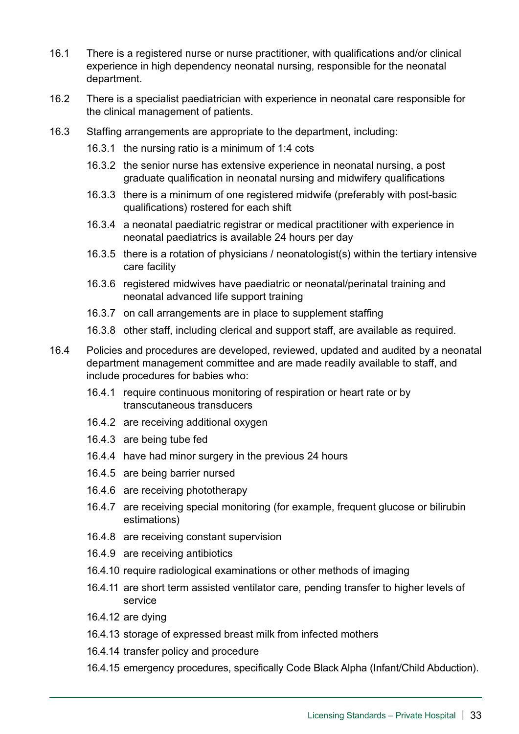16.1 There is a registered nurse or nurse practitioner, with qualifications and/or clinical experience in high dependency neonatal nursing, responsible for the neonatal department.

16.2 There is a specialist paediatrician with experience in neonatal care responsible for the clinical management of patients.

16.3 Staffing arrangements are appropriate to the department, including:

- 16.3.1 the nursing ratio is a minimum of 1:4 cots
- 16.3.2 the senior nurse has extensive experience in neonatal nursing, a post graduate qualification in neonatal nursing and midwifery qualifications
- 16.3.3 there is a minimum of one registered midwife (preferably with post-basic qualifications) rostered for each shift
- 16.3.4 a neonatal paediatric registrar or medical practitioner with experience in neonatal paediatrics is available 24 hours per day
- 16.3.5 there is a rotation of physicians / neonatologist(s) within the tertiary intensive care facility
- 16.3.6 registered midwives have paediatric or neonatal/perinatal training and neonatal advanced life support training
- 16.3.7 on call arrangements are in place to supplement staffing
- 16.3.8 other staff, including clerical and support staff, are available as required.

16.4 Policies and procedures are developed, reviewed, updated and audited by a neonatal department management committee and are made readily available to staff, and include procedures for babies who:

- 16.4.1 require continuous monitoring of respiration or heart rate or by transcutaneous transducers
- 16.4.2 are receiving additional oxygen
- 16.4.3 are being tube fed
- 16.4.4 have had minor surgery in the previous 24 hours
- 16.4.5 are being barrier nursed
- 16.4.6 are receiving phototherapy
- 16.4.7 are receiving special monitoring (for example, frequent glucose or bilirubin estimations)
- 16.4.8 are receiving constant supervision
- 16.4.9 are receiving antibiotics
- 16.4.10 require radiological examinations or other methods of imaging
- 16.4.11 are short term assisted ventilator care, pending transfer to higher levels of service
- 16.4.12 are dying
- 16.4.13 storage of expressed breast milk from infected mothers
- 16.4.14 transfer policy and procedure
- 16.4.15 emergency procedures, specifically Code Black Alpha (Infant/Child Abduction).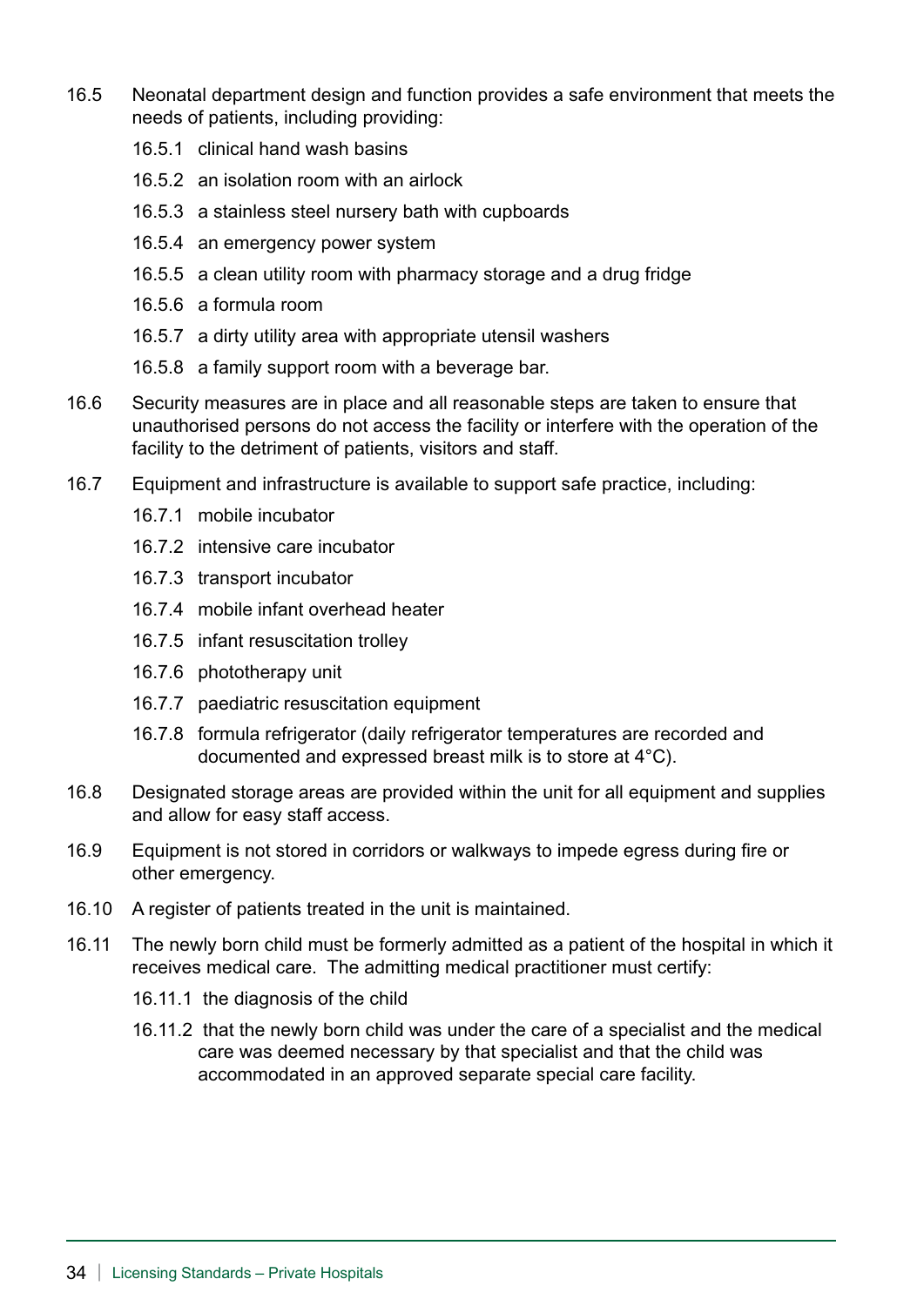16.5 Neonatal department design and function provides a safe environment that meets the needs of patients, including providing:

- 16.5.1 clinical hand wash basins
- 16.5.2 an isolation room with an airlock
- 16.5.3 a stainless steel nursery bath with cupboards
- 16.5.4 an emergency power system
- 16.5.5 a clean utility room with pharmacy storage and a drug fridge
- 16.5.6 a formula room
- 16.5.7 a dirty utility area with appropriate utensil washers
- 16.5.8 a family support room with a beverage bar.

16.6 Security measures are in place and all reasonable steps are taken to ensure that unauthorised persons do not access the facility or interfere with the operation of the facility to the detriment of patients, visitors and staff.

16.7 Equipment and infrastructure is available to support safe practice, including:

- 16.7.1 mobile incubator
- 16.7.2 intensive care incubator
- 16.7.3 transport incubator
- 16.7.4 mobile infant overhead heater
- 16.7.5 infant resuscitation trolley
- 16.7.6 phototherapy unit
- 16.7.7 paediatric resuscitation equipment
- 16.7.8 formula refrigerator (daily refrigerator temperatures are recorded and documented and expressed breast milk is to store at 4°C).

16.8 Designated storage areas are provided within the unit for all equipment and supplies and allow for easy staff access.

16.9 Equipment is not stored in corridors or walkways to impede egress during fire or other emergency.

16.10 A register of patients treated in the unit is maintained.

16.11 The newly born child must be formerly admitted as a patient of the hospital in which it receives medical care. The admitting medical practitioner must certify:

- 16.11.1 the diagnosis of the child
- 16.11.2 that the newly born child was under the care of a specialist and the medical care was deemed necessary by that specialist and that the child was accommodated in an approved separate special care facility.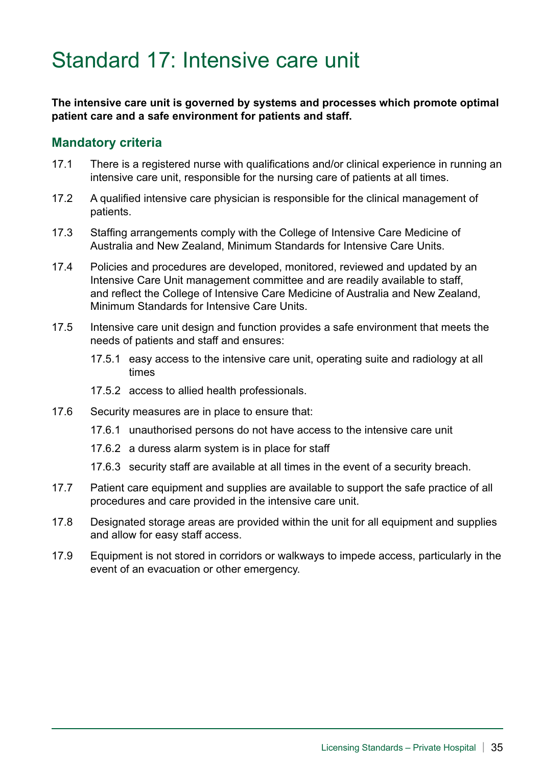# Standard 17: Intensive care unit

**The intensive care unit is governed by systems and processes which promote optimal patient care and a safe environment for patients and staff.**

## Mandatory criteria

17.1 There is a registered nurse with qualifications and/or clinical experience in running an intensive care unit, responsible for the nursing care of patients at all times.

17.2 A qualified intensive care physician is responsible for the clinical management of patients.

17.3 Staffing arrangements comply with the College of Intensive Care Medicine of Australia and New Zealand, Minimum Standards for Intensive Care Units.

17.4 Policies and procedures are developed, monitored, reviewed and updated by an Intensive Care Unit management committee and are readily available to staff, and reflect the College of Intensive Care Medicine of Australia and New Zealand, Minimum Standards for Intensive Care Units.

17.5 Intensive care unit design and function provides a safe environment that meets the needs of patients and staff and ensures:

- 17.5.1 easy access to the intensive care unit, operating suite and radiology at all times
- 17.5.2 access to allied health professionals.

17.6 Security measures are in place to ensure that:

- 17.6.1 unauthorised persons do not have access to the intensive care unit
- 17.6.2 a duress alarm system is in place for staff
- 17.6.3 security staff are available at all times in the event of a security breach.

17.7 Patient care equipment and supplies are available to support the safe practice of all procedures and care provided in the intensive care unit.

17.8 Designated storage areas are provided within the unit for all equipment and supplies and allow for easy staff access.

17.9 Equipment is not stored in corridors or walkways to impede access, particularly in the event of an evacuation or other emergency.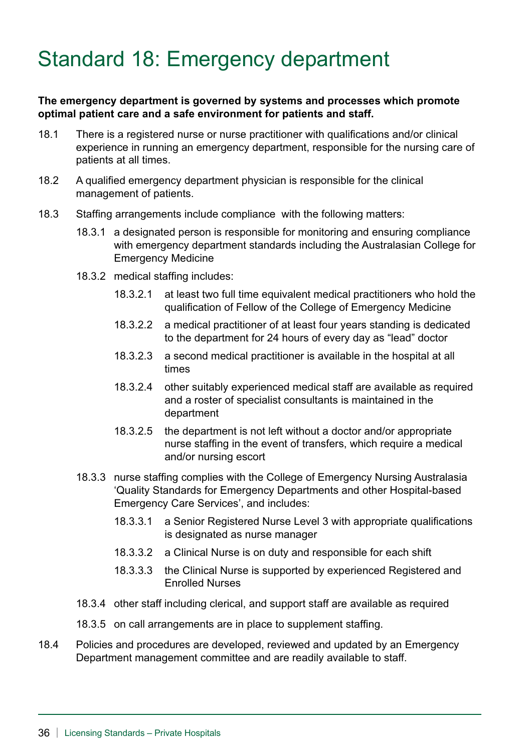# Standard 18: Emergency department

**The emergency department is governed by systems and processes which promote optimal patient care and a safe environment for patients and staff.**

18.1 There is a registered nurse or nurse practitioner with qualifications and/or clinical experience in running an emergency department, responsible for the nursing care of patients at all times.

18.2 A qualified emergency department physician is responsible for the clinical management of patients.

18.3 Staffing arrangements include compliance with the following matters:

- 18.3.1 a designated person is responsible for monitoring and ensuring compliance with emergency department standards including the Australasian College for Emergency Medicine
- 18.3.2 medical staffing includes:
  - 18.3.2.1 at least two full time equivalent medical practitioners who hold the qualification of Fellow of the College of Emergency Medicine
  - 18.3.2.2 a medical practitioner of at least four years standing is dedicated to the department for 24 hours of every day as "lead" doctor
  - 18.3.2.3 a second medical practitioner is available in the hospital at all times
  - 18.3.2.4 other suitably experienced medical staff are available as required and a roster of specialist consultants is maintained in the department
  - 18.3.2.5 the department is not left without a doctor and/or appropriate nurse staffing in the event of transfers, which require a medical and/or nursing escort
- 18.3.3 nurse staffing complies with the College of Emergency Nursing Australasia 'Quality Standards for Emergency Departments and other Hospital-based Emergency Care Services', and includes:
  - 18.3.3.1 a Senior Registered Nurse Level 3 with appropriate qualifications is designated as nurse manager
  - 18.3.3.2 a Clinical Nurse is on duty and responsible for each shift
  - 18.3.3.3 the Clinical Nurse is supported by experienced Registered and Enrolled Nurses
- 18.3.4 other staff including clerical, and support staff are available as required
- 18.3.5 on call arrangements are in place to supplement staffing.

18.4 Policies and procedures are developed, reviewed and updated by an Emergency Department management committee and are readily available to staff.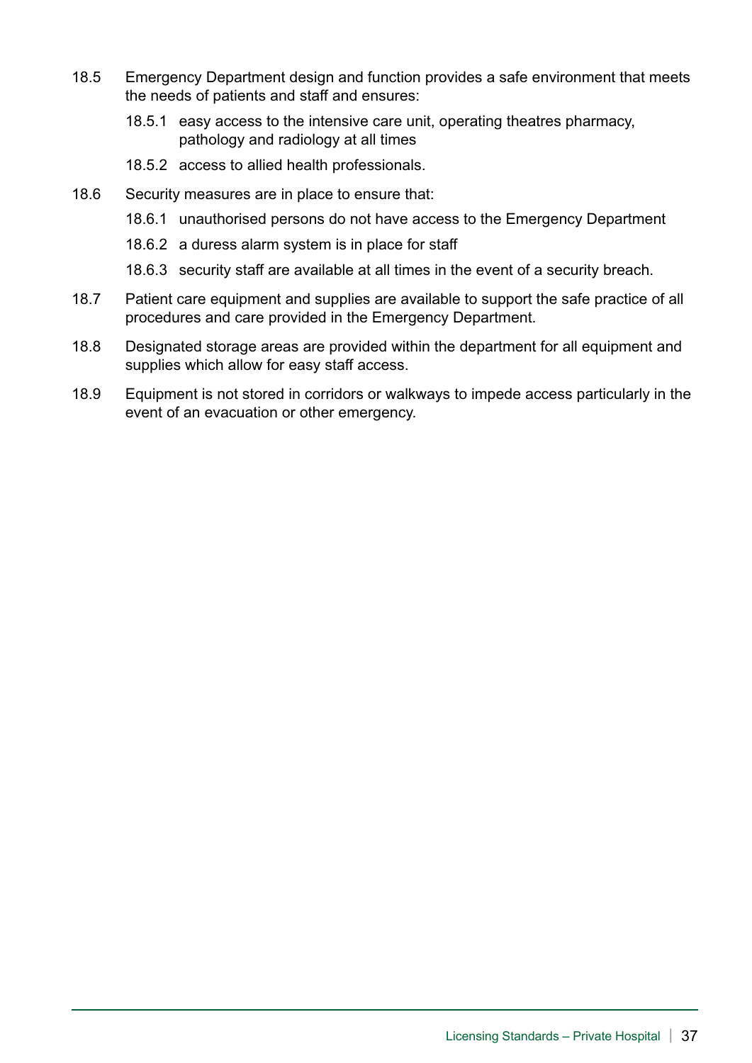18.5 Emergency Department design and function provides a safe environment that meets the needs of patients and staff and ensures:

- 18.5.1 easy access to the intensive care unit, operating theatres pharmacy, pathology and radiology at all times
- 18.5.2 access to allied health professionals.

18.6 Security measures are in place to ensure that:

- 18.6.1 unauthorised persons do not have access to the Emergency Department
- 18.6.2 a duress alarm system is in place for staff
- 18.6.3 security staff are available at all times in the event of a security breach.

18.7 Patient care equipment and supplies are available to support the safe practice of all procedures and care provided in the Emergency Department.

18.8 Designated storage areas are provided within the department for all equipment and supplies which allow for easy staff access.

18.9 Equipment is not stored in corridors or walkways to impede access particularly in the event of an evacuation or other emergency.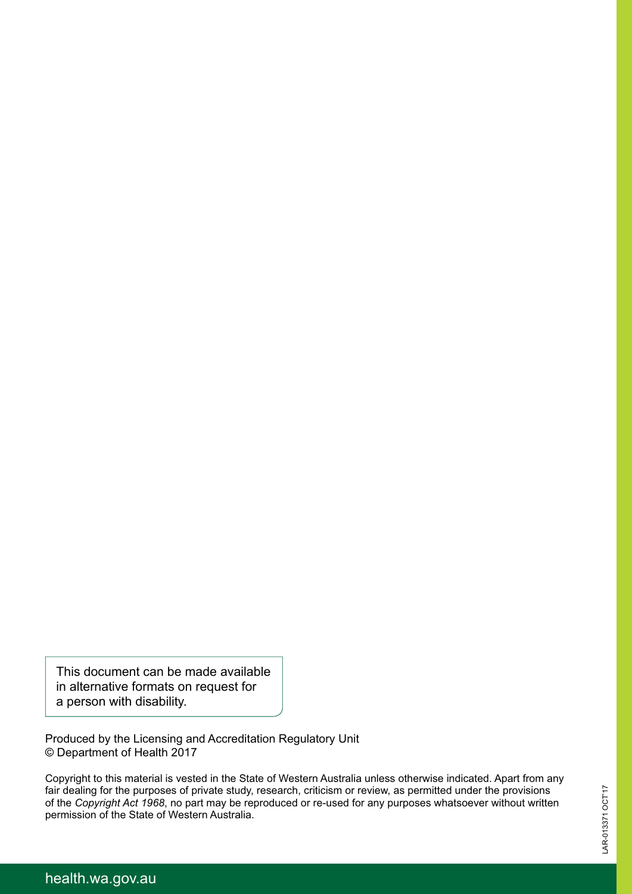This document can be made available in alternative formats on request for a person with disability.

Produced by the Licensing and Accreditation Regulatory Unit
© Department of Health 2017

Copyright to this material is vested in the State of Western Australia unless otherwise indicated. Apart from any fair dealing for the purposes of private study, research, criticism or review, as permitted under the provisions of the *Copyright Act 1968*, no part may be reproduced or re-used for any purposes whatsoever without written permission of the State of Western Australia.

LAR-013371 OCT'17

health.wa.gov.au